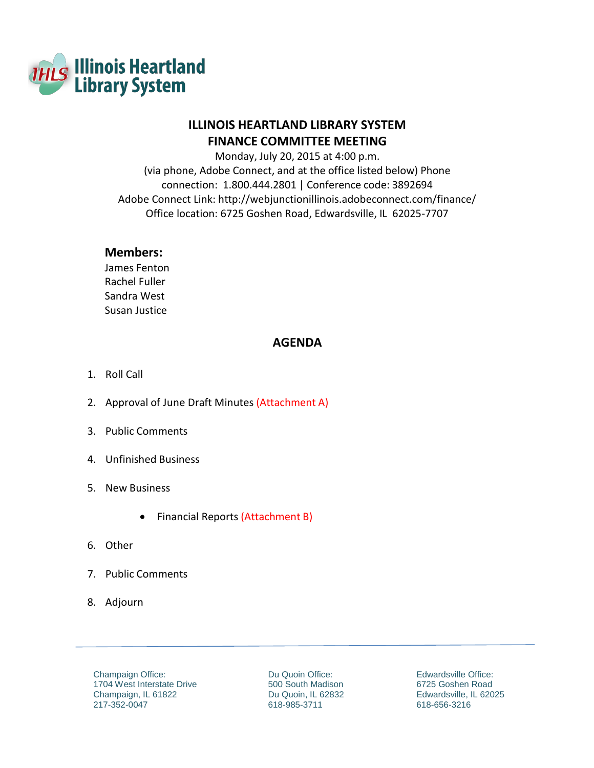IHLS Illinois Heartland Library System

# ILLINOIS HEARTLAND LIBRARY SYSTEM
# FINANCE COMMITTEE MEETING

Monday, July 20, 2015 at 4:00 p.m.
(via phone, Adobe Connect, and at the office listed below) Phone connection: 1.800.444.2801 | Conference code: 3892694
Adobe Connect Link: http://webjunctionillinois.adobeconnect.com/finance/
Office location: 6725 Goshen Road, Edwardsville, IL 62025-7707

## Members:

James Fenton
Rachel Fuller
Sandra West
Susan Justice

## AGENDA

1. Roll Call
2. Approval of June Draft Minutes (Attachment A)
3. Public Comments
4. Unfinished Business
5. New Business
    - Financial Reports (Attachment B)
6. Other
7. Public Comments
8. Adjourn

---

Champaign Office:
1704 West Interstate Drive
Champaign, IL 61822
217-352-0047

Du Quoin Office:
500 South Madison
Du Quoin, IL 62832
618-985-3711

Edwardsville Office:
6725 Goshen Road
Edwardsville, IL 62025
618-656-3216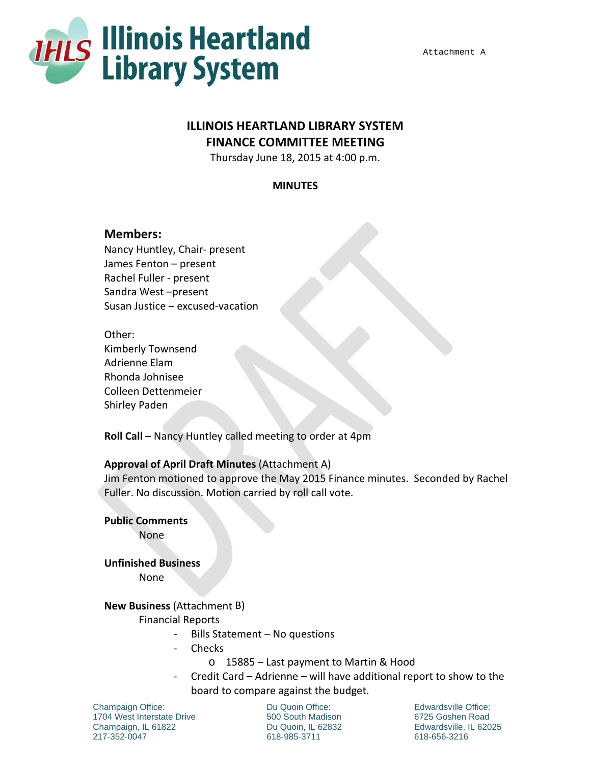Attachment A

# ILLINOIS HEARTLAND LIBRARY SYSTEM
## FINANCE COMMITTEE MEETING

Thursday June 18, 2015 at 4:00 p.m.

**MINUTES**

### Members:

Nancy Huntley, Chair- present
James Fenton – present
Rachel Fuller - present
Sandra West –present
Susan Justice – excused-vacation

Other:
Kimberly Townsend
Adrienne Elam
Rhonda Johnisee
Colleen Dettenmeier
Shirley Paden

**Roll Call** – Nancy Huntley called meeting to order at 4pm

**Approval of April Draft Minutes** (Attachment A)
Jim Fenton motioned to approve the May 2015 Finance minutes. Seconded by Rachel Fuller. No discussion. Motion carried by roll call vote.

**Public Comments**
None

**Unfinished Business**
None

**New Business** (Attachment B)
Financial Reports

- Bills Statement – No questions
- Checks
  - 15885 – Last payment to Martin & Hood
- Credit Card – Adrienne – will have additional report to show to the board to compare against the budget.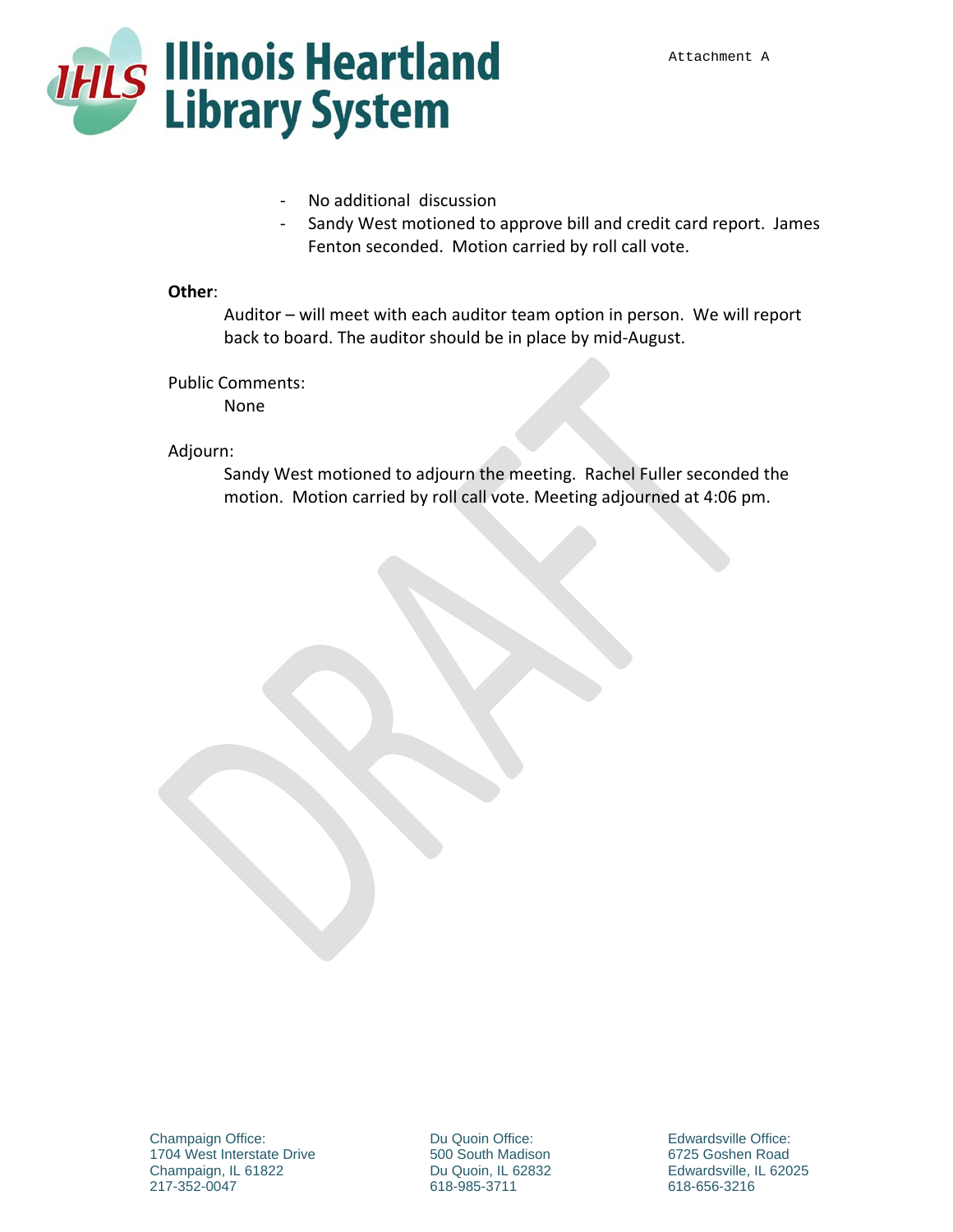- No additional discussion
- Sandy West motioned to approve bill and credit card report. James Fenton seconded. Motion carried by roll call vote.

**Other**:

Auditor – will meet with each auditor team option in person. We will report back to board. The auditor should be in place by mid-August.

Public Comments:

None

Adjourn:

Sandy West motioned to adjourn the meeting. Rachel Fuller seconded the motion. Motion carried by roll call vote. Meeting adjourned at 4:06 pm.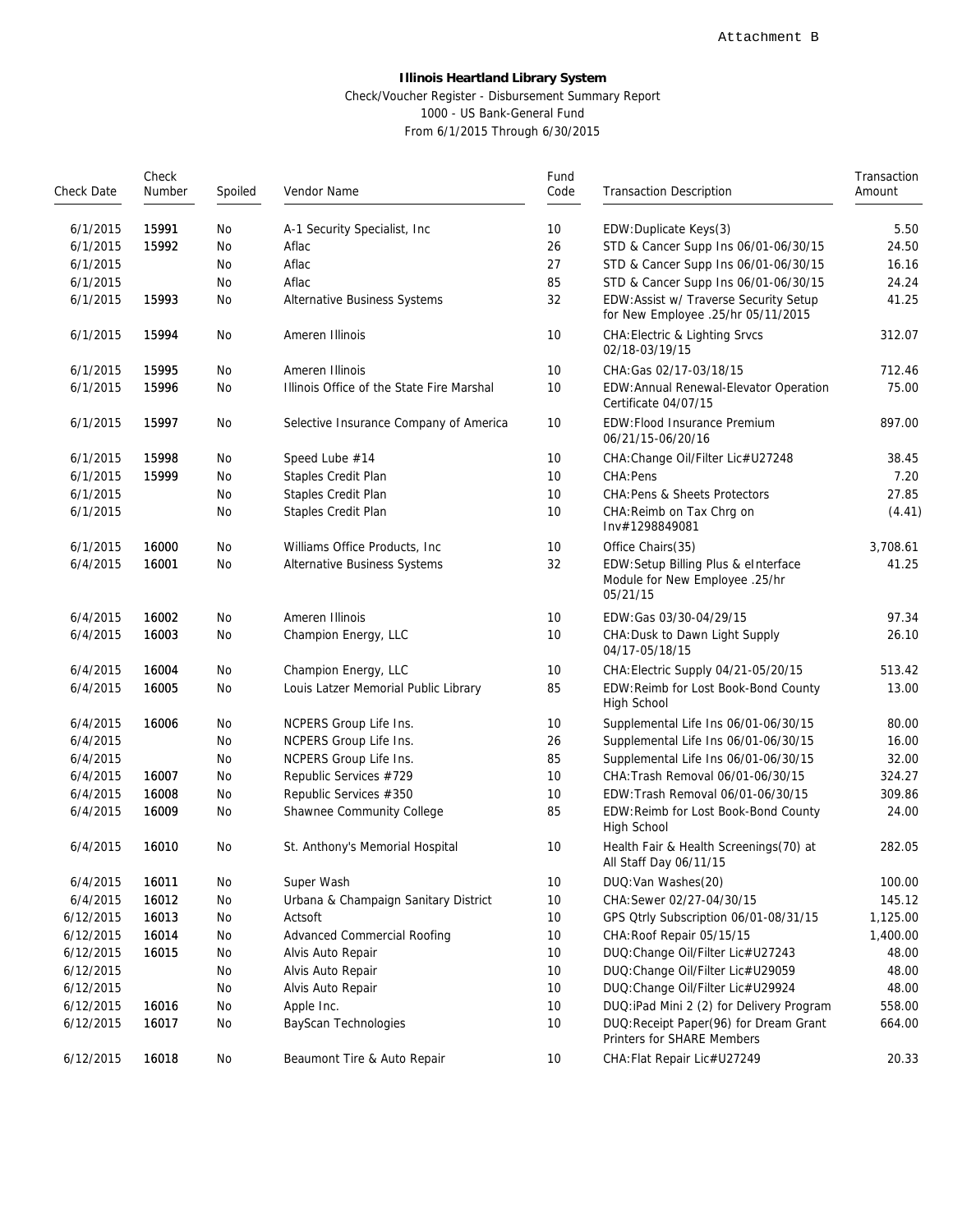Attachment B

**Illinois Heartland Library System**

Check/Voucher Register - Disbursement Summary Report
1000 - US Bank-General Fund
From 6/1/2015 Through 6/30/2015

| Check Date | Check Number | Spoiled | Vendor Name | Fund Code | Transaction Description | Transaction Amount |
|---|---|---|---|---|---|---|
| 6/1/2015 | 15991 | No | A-1 Security Specialist, Inc | 10 | EDW:Duplicate Keys(3) | 5.50 |
| 6/1/2015 | 15992 | No | Aflac | 26 | STD & Cancer Supp Ins 06/01-06/30/15 | 24.50 |
| 6/1/2015 | | No | Aflac | 27 | STD & Cancer Supp Ins 06/01-06/30/15 | 16.16 |
| 6/1/2015 | | No | Aflac | 85 | STD & Cancer Supp Ins 06/01-06/30/15 | 24.24 |
| 6/1/2015 | 15993 | No | Alternative Business Systems | 32 | EDW:Assist w/ Traverse Security Setup for New Employee .25/hr 05/11/2015 | 41.25 |
| 6/1/2015 | 15994 | No | Ameren Illinois | 10 | CHA:Electric & Lighting Srvcs 02/18-03/19/15 | 312.07 |
| 6/1/2015 | 15995 | No | Ameren Illinois | 10 | CHA:Gas 02/17-03/18/15 | 712.46 |
| 6/1/2015 | 15996 | No | Illinois Office of the State Fire Marshal | 10 | EDW:Annual Renewal-Elevator Operation Certificate 04/07/15 | 75.00 |
| 6/1/2015 | 15997 | No | Selective Insurance Company of America | 10 | EDW:Flood Insurance Premium 06/21/15-06/20/16 | 897.00 |
| 6/1/2015 | 15998 | No | Speed Lube #14 | 10 | CHA:Change Oil/Filter Lic#U27248 | 38.45 |
| 6/1/2015 | 15999 | No | Staples Credit Plan | 10 | CHA:Pens | 7.20 |
| 6/1/2015 | | No | Staples Credit Plan | 10 | CHA:Pens & Sheets Protectors | 27.85 |
| 6/1/2015 | | No | Staples Credit Plan | 10 | CHA:Reimb on Tax Chrg on Inv#1298849081 | (4.41) |
| 6/1/2015 | 16000 | No | Williams Office Products, Inc | 10 | Office Chairs(35) | 3,708.61 |
| 6/4/2015 | 16001 | No | Alternative Business Systems | 32 | EDW:Setup Billing Plus & eInterface Module for New Employee .25/hr 05/21/15 | 41.25 |
| 6/4/2015 | 16002 | No | Ameren Illinois | 10 | EDW:Gas 03/30-04/29/15 | 97.34 |
| 6/4/2015 | 16003 | No | Champion Energy, LLC | 10 | CHA:Dusk to Dawn Light Supply 04/17-05/18/15 | 26.10 |
| 6/4/2015 | 16004 | No | Champion Energy, LLC | 10 | CHA:Electric Supply 04/21-05/20/15 | 513.42 |
| 6/4/2015 | 16005 | No | Louis Latzer Memorial Public Library | 85 | EDW:Reimb for Lost Book-Bond County High School | 13.00 |
| 6/4/2015 | 16006 | No | NCPERS Group Life Ins. | 10 | Supplemental Life Ins 06/01-06/30/15 | 80.00 |
| 6/4/2015 | | No | NCPERS Group Life Ins. | 26 | Supplemental Life Ins 06/01-06/30/15 | 16.00 |
| 6/4/2015 | | No | NCPERS Group Life Ins. | 85 | Supplemental Life Ins 06/01-06/30/15 | 32.00 |
| 6/4/2015 | 16007 | No | Republic Services #729 | 10 | CHA:Trash Removal 06/01-06/30/15 | 324.27 |
| 6/4/2015 | 16008 | No | Republic Services #350 | 10 | EDW:Trash Removal 06/01-06/30/15 | 309.86 |
| 6/4/2015 | 16009 | No | Shawnee Community College | 85 | EDW:Reimb for Lost Book-Bond County High School | 24.00 |
| 6/4/2015 | 16010 | No | St. Anthony's Memorial Hospital | 10 | Health Fair & Health Screenings(70) at All Staff Day 06/11/15 | 282.05 |
| 6/4/2015 | 16011 | No | Super Wash | 10 | DUQ:Van Washes(20) | 100.00 |
| 6/4/2015 | 16012 | No | Urbana & Champaign Sanitary District | 10 | CHA:Sewer 02/27-04/30/15 | 145.12 |
| 6/12/2015 | 16013 | No | Actsoft | 10 | GPS Qtrly Subscription 06/01-08/31/15 | 1,125.00 |
| 6/12/2015 | 16014 | No | Advanced Commercial Roofing | 10 | CHA:Roof Repair 05/15/15 | 1,400.00 |
| 6/12/2015 | 16015 | No | Alvis Auto Repair | 10 | DUQ:Change Oil/Filter Lic#U27243 | 48.00 |
| 6/12/2015 | | No | Alvis Auto Repair | 10 | DUQ:Change Oil/Filter Lic#U29059 | 48.00 |
| 6/12/2015 | | No | Alvis Auto Repair | 10 | DUQ:Change Oil/Filter Lic#U29924 | 48.00 |
| 6/12/2015 | 16016 | No | Apple Inc. | 10 | DUQ:iPad Mini 2 (2) for Delivery Program | 558.00 |
| 6/12/2015 | 16017 | No | BayScan Technologies | 10 | DUQ:Receipt Paper(96) for Dream Grant Printers for SHARE Members | 664.00 |
| 6/12/2015 | 16018 | No | Beaumont Tire & Auto Repair | 10 | CHA:Flat Repair Lic#U27249 | 20.33 |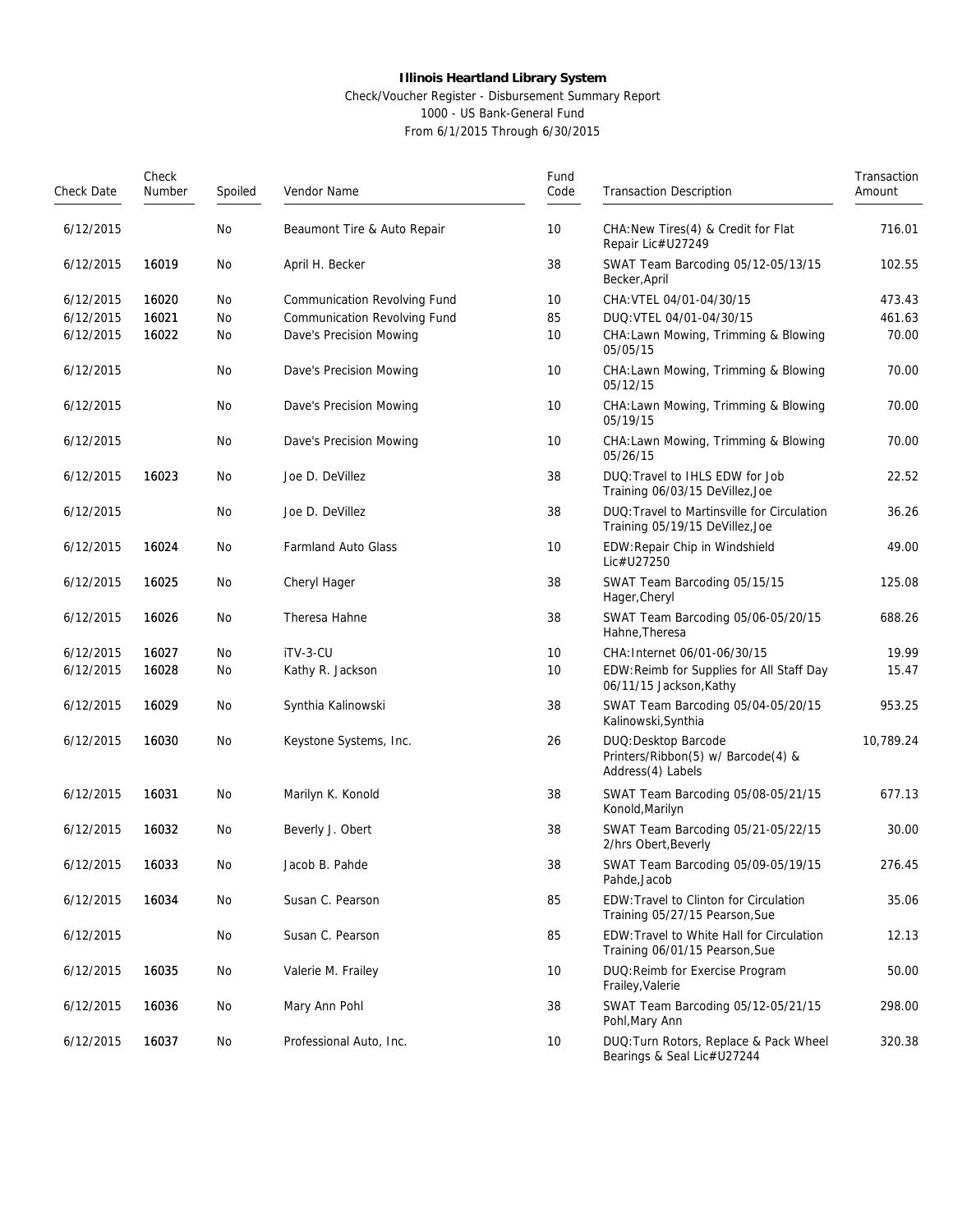**Illinois Heartland Library System**

Check/Voucher Register - Disbursement Summary Report

1000 - US Bank-General Fund

From 6/1/2015 Through 6/30/2015

| Check Date | Check Number | Spoiled | Vendor Name | Fund Code | Transaction Description | Transaction Amount |
|---|---|---|---|---|---|---|
| 6/12/2015 | | No | Beaumont Tire & Auto Repair | 10 | CHA:New Tires(4) & Credit for Flat Repair Lic#U27249 | 716.01 |
| 6/12/2015 | 16019 | No | April H. Becker | 38 | SWAT Team Barcoding 05/12-05/13/15 Becker,April | 102.55 |
| 6/12/2015 | 16020 | No | Communication Revolving Fund | 10 | CHA:VTEL 04/01-04/30/15 | 473.43 |
| 6/12/2015 | 16021 | No | Communication Revolving Fund | 85 | DUQ:VTEL 04/01-04/30/15 | 461.63 |
| 6/12/2015 | 16022 | No | Dave's Precision Mowing | 10 | CHA:Lawn Mowing, Trimming & Blowing 05/05/15 | 70.00 |
| 6/12/2015 | | No | Dave's Precision Mowing | 10 | CHA:Lawn Mowing, Trimming & Blowing 05/12/15 | 70.00 |
| 6/12/2015 | | No | Dave's Precision Mowing | 10 | CHA:Lawn Mowing, Trimming & Blowing 05/19/15 | 70.00 |
| 6/12/2015 | | No | Dave's Precision Mowing | 10 | CHA:Lawn Mowing, Trimming & Blowing 05/26/15 | 70.00 |
| 6/12/2015 | 16023 | No | Joe D. DeVillez | 38 | DUQ:Travel to IHLS EDW for Job Training 06/03/15 DeVillez,Joe | 22.52 |
| 6/12/2015 | | No | Joe D. DeVillez | 38 | DUQ:Travel to Martinsville for Circulation Training 05/19/15 DeVillez,Joe | 36.26 |
| 6/12/2015 | 16024 | No | Farmland Auto Glass | 10 | EDW:Repair Chip in Windshield Lic#U27250 | 49.00 |
| 6/12/2015 | 16025 | No | Cheryl Hager | 38 | SWAT Team Barcoding 05/15/15 Hager,Cheryl | 125.08 |
| 6/12/2015 | 16026 | No | Theresa Hahne | 38 | SWAT Team Barcoding 05/06-05/20/15 Hahne,Theresa | 688.26 |
| 6/12/2015 | 16027 | No | iTV-3-CU | 10 | CHA:Internet 06/01-06/30/15 | 19.99 |
| 6/12/2015 | 16028 | No | Kathy R. Jackson | 10 | EDW:Reimb for Supplies for All Staff Day 06/11/15 Jackson,Kathy | 15.47 |
| 6/12/2015 | 16029 | No | Synthia Kalinowski | 38 | SWAT Team Barcoding 05/04-05/20/15 Kalinowski,Synthia | 953.25 |
| 6/12/2015 | 16030 | No | Keystone Systems, Inc. | 26 | DUQ:Desktop Barcode Printers/Ribbon(5) w/ Barcode(4) & Address(4) Labels | 10,789.24 |
| 6/12/2015 | 16031 | No | Marilyn K. Konold | 38 | SWAT Team Barcoding 05/08-05/21/15 Konold,Marilyn | 677.13 |
| 6/12/2015 | 16032 | No | Beverly J. Obert | 38 | SWAT Team Barcoding 05/21-05/22/15 2/hrs Obert,Beverly | 30.00 |
| 6/12/2015 | 16033 | No | Jacob B. Pahde | 38 | SWAT Team Barcoding 05/09-05/19/15 Pahde,Jacob | 276.45 |
| 6/12/2015 | 16034 | No | Susan C. Pearson | 85 | EDW:Travel to Clinton for Circulation Training 05/27/15 Pearson,Sue | 35.06 |
| 6/12/2015 | | No | Susan C. Pearson | 85 | EDW:Travel to White Hall for Circulation Training 06/01/15 Pearson,Sue | 12.13 |
| 6/12/2015 | 16035 | No | Valerie M. Frailey | 10 | DUQ:Reimb for Exercise Program Frailey,Valerie | 50.00 |
| 6/12/2015 | 16036 | No | Mary Ann Pohl | 38 | SWAT Team Barcoding 05/12-05/21/15 Pohl,Mary Ann | 298.00 |
| 6/12/2015 | 16037 | No | Professional Auto, Inc. | 10 | DUQ:Turn Rotors, Replace & Pack Wheel Bearings & Seal Lic#U27244 | 320.38 |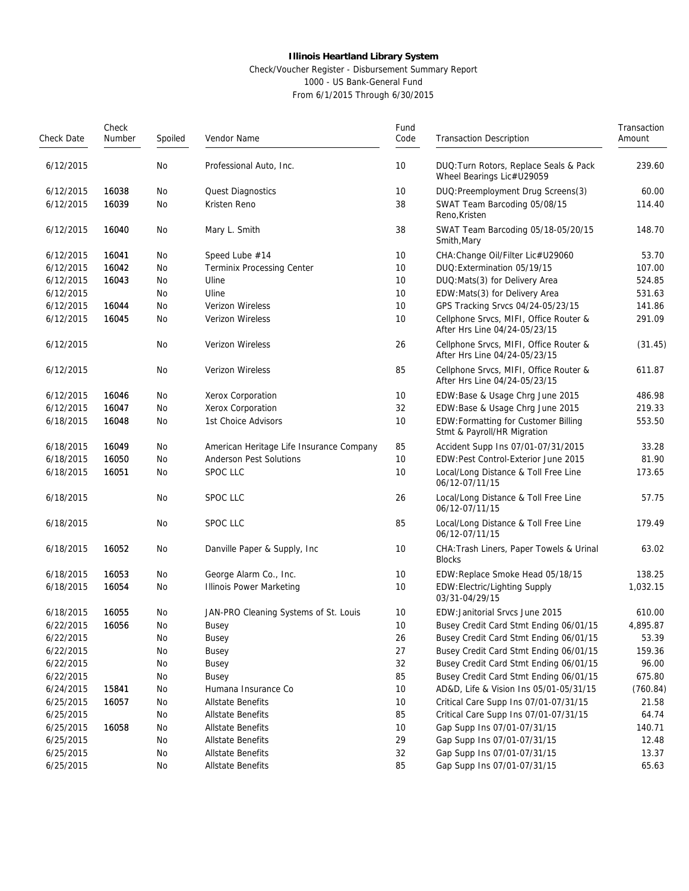**Illinois Heartland Library System**

Check/Voucher Register - Disbursement Summary Report

1000 - US Bank-General Fund

From 6/1/2015 Through 6/30/2015

| Check Date | Check Number | Spoiled | Vendor Name | Fund Code | Transaction Description | Transaction Amount |
|---|---|---|---|---|---|---|
| 6/12/2015 | | No | Professional Auto, Inc. | 10 | DUQ:Turn Rotors, Replace Seals & Pack Wheel Bearings Lic#U29059 | 239.60 |
| 6/12/2015 | 16038 | No | Quest Diagnostics | 10 | DUQ:Preemployment Drug Screens(3) | 60.00 |
| 6/12/2015 | 16039 | No | Kristen Reno | 38 | SWAT Team Barcoding 05/08/15 Reno,Kristen | 114.40 |
| 6/12/2015 | 16040 | No | Mary L. Smith | 38 | SWAT Team Barcoding 05/18-05/20/15 Smith,Mary | 148.70 |
| 6/12/2015 | 16041 | No | Speed Lube #14 | 10 | CHA:Change Oil/Filter Lic#U29060 | 53.70 |
| 6/12/2015 | 16042 | No | Terminix Processing Center | 10 | DUQ:Extermination 05/19/15 | 107.00 |
| 6/12/2015 | 16043 | No | Uline | 10 | DUQ:Mats(3) for Delivery Area | 524.85 |
| 6/12/2015 | | No | Uline | 10 | EDW:Mats(3) for Delivery Area | 531.63 |
| 6/12/2015 | 16044 | No | Verizon Wireless | 10 | GPS Tracking Srvcs 04/24-05/23/15 | 141.86 |
| 6/12/2015 | 16045 | No | Verizon Wireless | 10 | Cellphone Srvcs, MIFI, Office Router & After Hrs Line 04/24-05/23/15 | 291.09 |
| 6/12/2015 | | No | Verizon Wireless | 26 | Cellphone Srvcs, MIFI, Office Router & After Hrs Line 04/24-05/23/15 | (31.45) |
| 6/12/2015 | | No | Verizon Wireless | 85 | Cellphone Srvcs, MIFI, Office Router & After Hrs Line 04/24-05/23/15 | 611.87 |
| 6/12/2015 | 16046 | No | Xerox Corporation | 10 | EDW:Base & Usage Chrg June 2015 | 486.98 |
| 6/12/2015 | 16047 | No | Xerox Corporation | 32 | EDW:Base & Usage Chrg June 2015 | 219.33 |
| 6/18/2015 | 16048 | No | 1st Choice Advisors | 10 | EDW:Formatting for Customer Billing Stmt & Payroll/HR Migration | 553.50 |
| 6/18/2015 | 16049 | No | American Heritage Life Insurance Company | 85 | Accident Supp Ins 07/01-07/31/2015 | 33.28 |
| 6/18/2015 | 16050 | No | Anderson Pest Solutions | 10 | EDW:Pest Control-Exterior June 2015 | 81.90 |
| 6/18/2015 | 16051 | No | SPOC LLC | 10 | Local/Long Distance & Toll Free Line 06/12-07/11/15 | 173.65 |
| 6/18/2015 | | No | SPOC LLC | 26 | Local/Long Distance & Toll Free Line 06/12-07/11/15 | 57.75 |
| 6/18/2015 | | No | SPOC LLC | 85 | Local/Long Distance & Toll Free Line 06/12-07/11/15 | 179.49 |
| 6/18/2015 | 16052 | No | Danville Paper & Supply, Inc | 10 | CHA:Trash Liners, Paper Towels & Urinal Blocks | 63.02 |
| 6/18/2015 | 16053 | No | George Alarm Co., Inc. | 10 | EDW:Replace Smoke Head 05/18/15 | 138.25 |
| 6/18/2015 | 16054 | No | Illinois Power Marketing | 10 | EDW:Electric/Lighting Supply 03/31-04/29/15 | 1,032.15 |
| 6/18/2015 | 16055 | No | JAN-PRO Cleaning Systems of St. Louis | 10 | EDW:Janitorial Srvcs June 2015 | 610.00 |
| 6/22/2015 | 16056 | No | Busey | 10 | Busey Credit Card Stmt Ending 06/01/15 | 4,895.87 |
| 6/22/2015 | | No | Busey | 26 | Busey Credit Card Stmt Ending 06/01/15 | 53.39 |
| 6/22/2015 | | No | Busey | 27 | Busey Credit Card Stmt Ending 06/01/15 | 159.36 |
| 6/22/2015 | | No | Busey | 32 | Busey Credit Card Stmt Ending 06/01/15 | 96.00 |
| 6/22/2015 | | No | Busey | 85 | Busey Credit Card Stmt Ending 06/01/15 | 675.80 |
| 6/24/2015 | 15841 | No | Humana Insurance Co | 10 | AD&D, Life & Vision Ins 05/01-05/31/15 | (760.84) |
| 6/25/2015 | 16057 | No | Allstate Benefits | 10 | Critical Care Supp Ins 07/01-07/31/15 | 21.58 |
| 6/25/2015 | | No | Allstate Benefits | 85 | Critical Care Supp Ins 07/01-07/31/15 | 64.74 |
| 6/25/2015 | 16058 | No | Allstate Benefits | 10 | Gap Supp Ins 07/01-07/31/15 | 140.71 |
| 6/25/2015 | | No | Allstate Benefits | 29 | Gap Supp Ins 07/01-07/31/15 | 12.48 |
| 6/25/2015 | | No | Allstate Benefits | 32 | Gap Supp Ins 07/01-07/31/15 | 13.37 |
| 6/25/2015 | | No | Allstate Benefits | 85 | Gap Supp Ins 07/01-07/31/15 | 65.63 |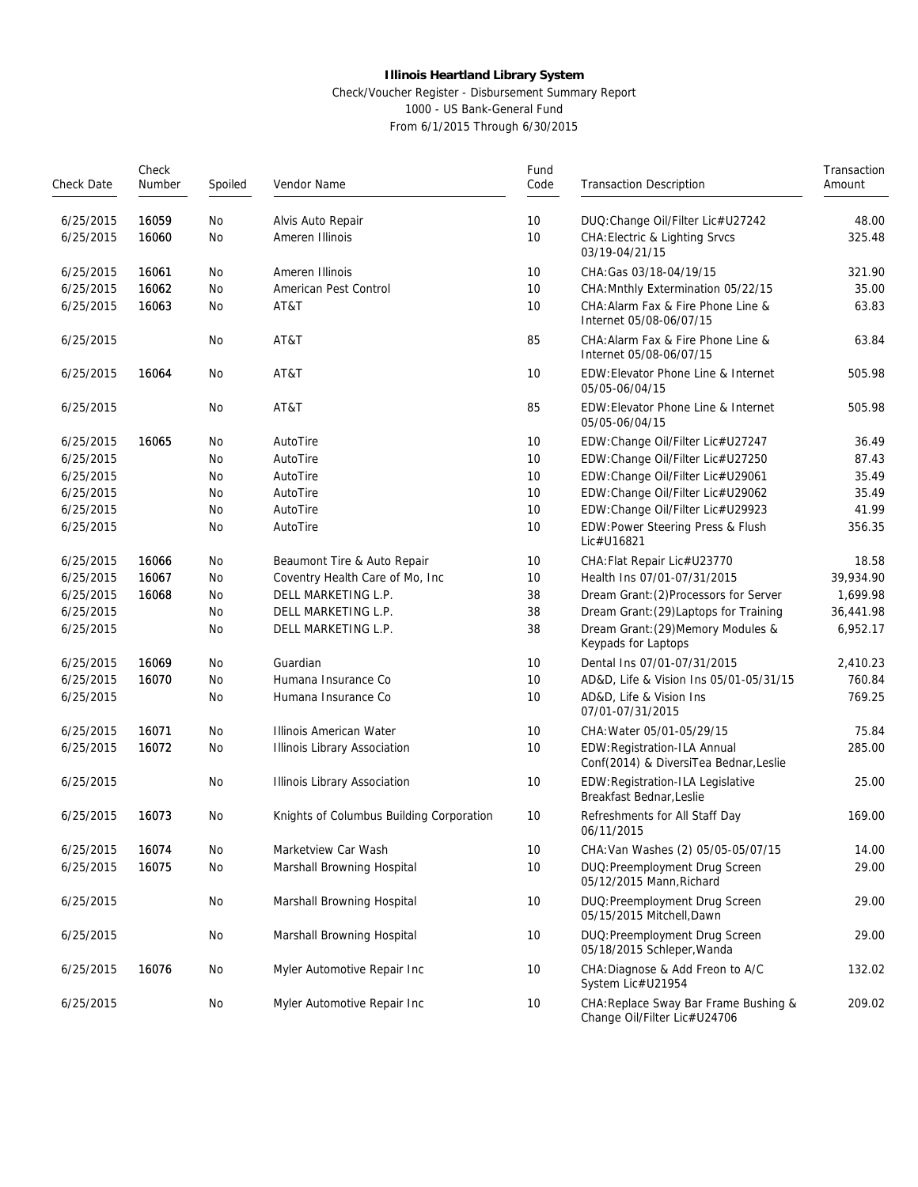**Illinois Heartland Library System**

Check/Voucher Register - Disbursement Summary Report

1000 - US Bank-General Fund

From 6/1/2015 Through 6/30/2015

| Check Date | Check Number | Spoiled | Vendor Name | Fund Code | Transaction Description | Transaction Amount |
|---|---|---|---|---|---|---|
| 6/25/2015 | 16059 | No | Alvis Auto Repair | 10 | DUQ:Change Oil/Filter Lic#U27242 | 48.00 |
| 6/25/2015 | 16060 | No | Ameren Illinois | 10 | CHA:Electric & Lighting Srvcs 03/19-04/21/15 | 325.48 |
| 6/25/2015 | 16061 | No | Ameren Illinois | 10 | CHA:Gas 03/18-04/19/15 | 321.90 |
| 6/25/2015 | 16062 | No | American Pest Control | 10 | CHA:Mnthly Extermination 05/22/15 | 35.00 |
| 6/25/2015 | 16063 | No | AT&T | 10 | CHA:Alarm Fax & Fire Phone Line & Internet 05/08-06/07/15 | 63.83 |
| 6/25/2015 | | No | AT&T | 85 | CHA:Alarm Fax & Fire Phone Line & Internet 05/08-06/07/15 | 63.84 |
| 6/25/2015 | 16064 | No | AT&T | 10 | EDW:Elevator Phone Line & Internet 05/05-06/04/15 | 505.98 |
| 6/25/2015 | | No | AT&T | 85 | EDW:Elevator Phone Line & Internet 05/05-06/04/15 | 505.98 |
| 6/25/2015 | 16065 | No | AutoTire | 10 | EDW:Change Oil/Filter Lic#U27247 | 36.49 |
| 6/25/2015 | | No | AutoTire | 10 | EDW:Change Oil/Filter Lic#U27250 | 87.43 |
| 6/25/2015 | | No | AutoTire | 10 | EDW:Change Oil/Filter Lic#U29061 | 35.49 |
| 6/25/2015 | | No | AutoTire | 10 | EDW:Change Oil/Filter Lic#U29062 | 35.49 |
| 6/25/2015 | | No | AutoTire | 10 | EDW:Change Oil/Filter Lic#U29923 | 41.99 |
| 6/25/2015 | | No | AutoTire | 10 | EDW:Power Steering Press & Flush Lic#U16821 | 356.35 |
| 6/25/2015 | 16066 | No | Beaumont Tire & Auto Repair | 10 | CHA:Flat Repair Lic#U23770 | 18.58 |
| 6/25/2015 | 16067 | No | Coventry Health Care of Mo, Inc | 10 | Health Ins 07/01-07/31/2015 | 39,934.90 |
| 6/25/2015 | 16068 | No | DELL MARKETING L.P. | 38 | Dream Grant:(2)Processors for Server | 1,699.98 |
| 6/25/2015 | | No | DELL MARKETING L.P. | 38 | Dream Grant:(29)Laptops for Training | 36,441.98 |
| 6/25/2015 | | No | DELL MARKETING L.P. | 38 | Dream Grant:(29)Memory Modules & Keypads for Laptops | 6,952.17 |
| 6/25/2015 | 16069 | No | Guardian | 10 | Dental Ins 07/01-07/31/2015 | 2,410.23 |
| 6/25/2015 | 16070 | No | Humana Insurance Co | 10 | AD&D, Life & Vision Ins 05/01-05/31/15 | 760.84 |
| 6/25/2015 | | No | Humana Insurance Co | 10 | AD&D, Life & Vision Ins 07/01-07/31/2015 | 769.25 |
| 6/25/2015 | 16071 | No | Illinois American Water | 10 | CHA:Water 05/01-05/29/15 | 75.84 |
| 6/25/2015 | 16072 | No | Illinois Library Association | 10 | EDW:Registration-ILA Annual Conf(2014) & DiversiTea Bednar,Leslie | 285.00 |
| 6/25/2015 | | No | Illinois Library Association | 10 | EDW:Registration-ILA Legislative Breakfast Bednar,Leslie | 25.00 |
| 6/25/2015 | 16073 | No | Knights of Columbus Building Corporation | 10 | Refreshments for All Staff Day 06/11/2015 | 169.00 |
| 6/25/2015 | 16074 | No | Marketview Car Wash | 10 | CHA:Van Washes (2) 05/05-05/07/15 | 14.00 |
| 6/25/2015 | 16075 | No | Marshall Browning Hospital | 10 | DUQ:Preemployment Drug Screen 05/12/2015 Mann,Richard | 29.00 |
| 6/25/2015 | | No | Marshall Browning Hospital | 10 | DUQ:Preemployment Drug Screen 05/15/2015 Mitchell,Dawn | 29.00 |
| 6/25/2015 | | No | Marshall Browning Hospital | 10 | DUQ:Preemployment Drug Screen 05/18/2015 Schleper,Wanda | 29.00 |
| 6/25/2015 | 16076 | No | Myler Automotive Repair Inc | 10 | CHA:Diagnose & Add Freon to A/C System Lic#U21954 | 132.02 |
| 6/25/2015 | | No | Myler Automotive Repair Inc | 10 | CHA:Replace Sway Bar Frame Bushing & Change Oil/Filter Lic#U24706 | 209.02 |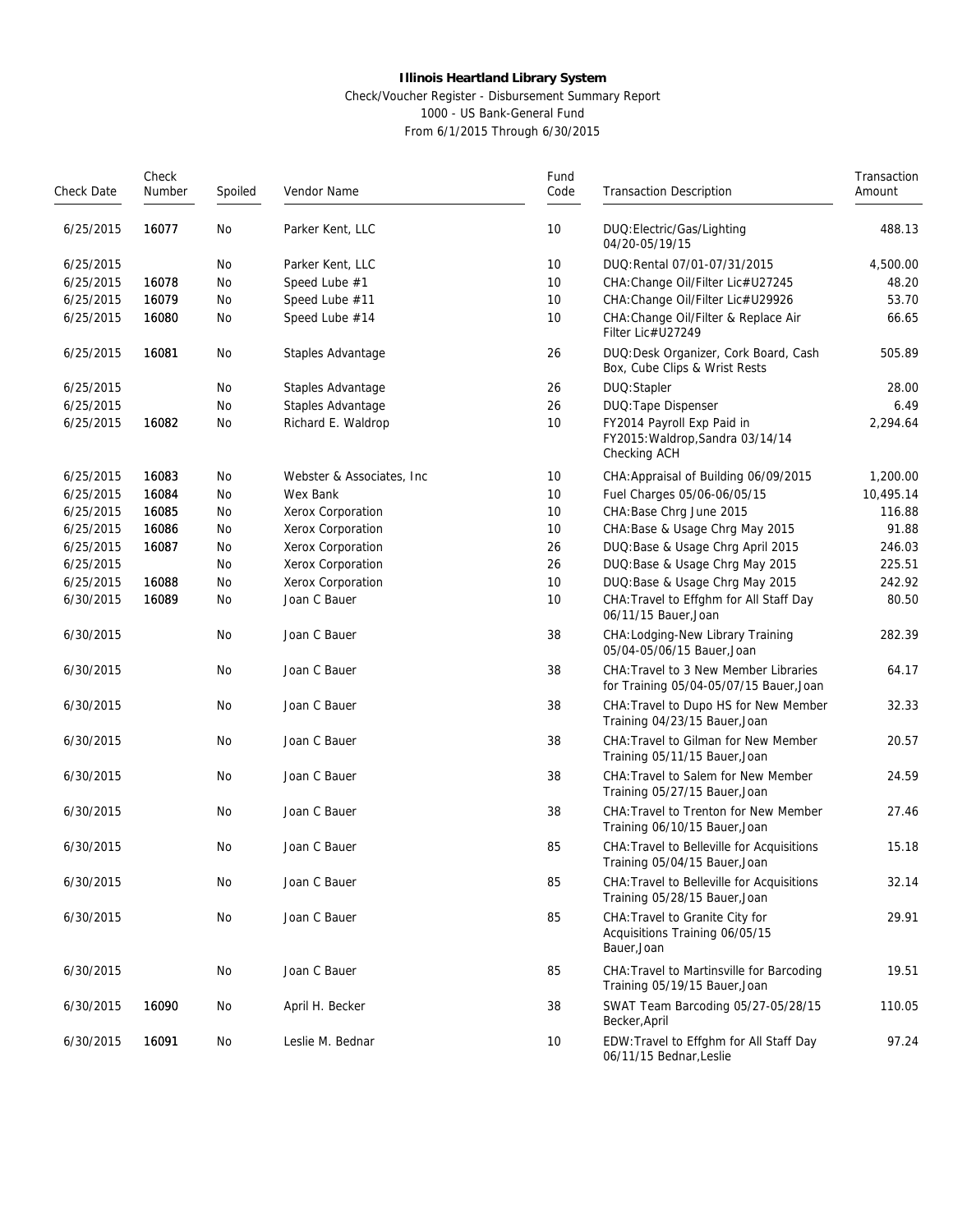**Illinois Heartland Library System**

Check/Voucher Register - Disbursement Summary Report
1000 - US Bank-General Fund
From 6/1/2015 Through 6/30/2015

| Check Date | Check Number | Spoiled | Vendor Name | Fund Code | Transaction Description | Transaction Amount |
|---|---|---|---|---|---|---|
| 6/25/2015 | 16077 | No | Parker Kent, LLC | 10 | DUQ:Electric/Gas/Lighting 04/20-05/19/15 | 488.13 |
| 6/25/2015 | | No | Parker Kent, LLC | 10 | DUQ:Rental 07/01-07/31/2015 | 4,500.00 |
| 6/25/2015 | 16078 | No | Speed Lube #1 | 10 | CHA:Change Oil/Filter Lic#U27245 | 48.20 |
| 6/25/2015 | 16079 | No | Speed Lube #11 | 10 | CHA:Change Oil/Filter Lic#U29926 | 53.70 |
| 6/25/2015 | 16080 | No | Speed Lube #14 | 10 | CHA:Change Oil/Filter & Replace Air Filter Lic#U27249 | 66.65 |
| 6/25/2015 | 16081 | No | Staples Advantage | 26 | DUQ:Desk Organizer, Cork Board, Cash Box, Cube Clips & Wrist Rests | 505.89 |
| 6/25/2015 | | No | Staples Advantage | 26 | DUQ:Stapler | 28.00 |
| 6/25/2015 | | No | Staples Advantage | 26 | DUQ:Tape Dispenser | 6.49 |
| 6/25/2015 | 16082 | No | Richard E. Waldrop | 10 | FY2014 Payroll Exp Paid in FY2015:Waldrop,Sandra 03/14/14 Checking ACH | 2,294.64 |
| 6/25/2015 | 16083 | No | Webster & Associates, Inc | 10 | CHA:Appraisal of Building 06/09/2015 | 1,200.00 |
| 6/25/2015 | 16084 | No | Wex Bank | 10 | Fuel Charges 05/06-06/05/15 | 10,495.14 |
| 6/25/2015 | 16085 | No | Xerox Corporation | 10 | CHA:Base Chrg June 2015 | 116.88 |
| 6/25/2015 | 16086 | No | Xerox Corporation | 10 | CHA:Base & Usage Chrg May 2015 | 91.88 |
| 6/25/2015 | 16087 | No | Xerox Corporation | 26 | DUQ:Base & Usage Chrg April 2015 | 246.03 |
| 6/25/2015 | | No | Xerox Corporation | 26 | DUQ:Base & Usage Chrg May 2015 | 225.51 |
| 6/25/2015 | 16088 | No | Xerox Corporation | 10 | DUQ:Base & Usage Chrg May 2015 | 242.92 |
| 6/30/2015 | 16089 | No | Joan C Bauer | 10 | CHA:Travel to Effghm for All Staff Day 06/11/15 Bauer,Joan | 80.50 |
| 6/30/2015 | | No | Joan C Bauer | 38 | CHA:Lodging-New Library Training 05/04-05/06/15 Bauer,Joan | 282.39 |
| 6/30/2015 | | No | Joan C Bauer | 38 | CHA:Travel to 3 New Member Libraries for Training 05/04-05/07/15 Bauer,Joan | 64.17 |
| 6/30/2015 | | No | Joan C Bauer | 38 | CHA:Travel to Dupo HS for New Member Training 04/23/15 Bauer,Joan | 32.33 |
| 6/30/2015 | | No | Joan C Bauer | 38 | CHA:Travel to Gilman for New Member Training 05/11/15 Bauer,Joan | 20.57 |
| 6/30/2015 | | No | Joan C Bauer | 38 | CHA:Travel to Salem for New Member Training 05/27/15 Bauer,Joan | 24.59 |
| 6/30/2015 | | No | Joan C Bauer | 38 | CHA:Travel to Trenton for New Member Training 06/10/15 Bauer,Joan | 27.46 |
| 6/30/2015 | | No | Joan C Bauer | 85 | CHA:Travel to Belleville for Acquisitions Training 05/04/15 Bauer,Joan | 15.18 |
| 6/30/2015 | | No | Joan C Bauer | 85 | CHA:Travel to Belleville for Acquisitions Training 05/28/15 Bauer,Joan | 32.14 |
| 6/30/2015 | | No | Joan C Bauer | 85 | CHA:Travel to Granite City for Acquisitions Training 06/05/15 Bauer,Joan | 29.91 |
| 6/30/2015 | | No | Joan C Bauer | 85 | CHA:Travel to Martinsville for Barcoding Training 05/19/15 Bauer,Joan | 19.51 |
| 6/30/2015 | 16090 | No | April H. Becker | 38 | SWAT Team Barcoding 05/27-05/28/15 Becker,April | 110.05 |
| 6/30/2015 | 16091 | No | Leslie M. Bednar | 10 | EDW:Travel to Effghm for All Staff Day 06/11/15 Bednar,Leslie | 97.24 |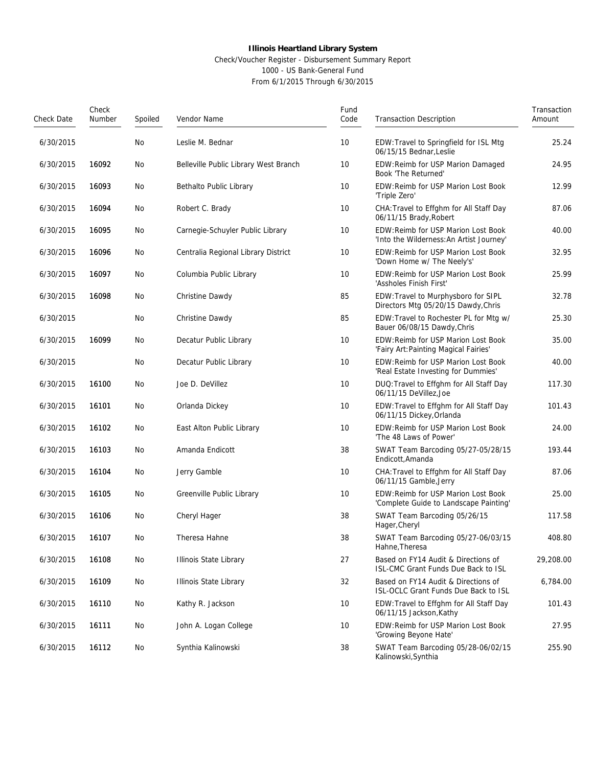**Illinois Heartland Library System**

Check/Voucher Register - Disbursement Summary Report

1000 - US Bank-General Fund

From 6/1/2015 Through 6/30/2015

| Check Date | Check Number | Spoiled | Vendor Name | Fund Code | Transaction Description | Transaction Amount |
|---|---|---|---|---|---|---|
| 6/30/2015 | | No | Leslie M. Bednar | 10 | EDW:Travel to Springfield for ISL Mtg 06/15/15 Bednar,Leslie | 25.24 |
| 6/30/2015 | 16092 | No | Belleville Public Library West Branch | 10 | EDW:Reimb for USP Marion Damaged Book 'The Returned' | 24.95 |
| 6/30/2015 | 16093 | No | Bethalto Public Library | 10 | EDW:Reimb for USP Marion Lost Book 'Triple Zero' | 12.99 |
| 6/30/2015 | 16094 | No | Robert C. Brady | 10 | CHA:Travel to Effghm for All Staff Day 06/11/15 Brady,Robert | 87.06 |
| 6/30/2015 | 16095 | No | Carnegie-Schuyler Public Library | 10 | EDW:Reimb for USP Marion Lost Book 'Into the Wilderness:An Artist Journey' | 40.00 |
| 6/30/2015 | 16096 | No | Centralia Regional Library District | 10 | EDW:Reimb for USP Marion Lost Book 'Down Home w/ The Neely's' | 32.95 |
| 6/30/2015 | 16097 | No | Columbia Public Library | 10 | EDW:Reimb for USP Marion Lost Book 'Assholes Finish First' | 25.99 |
| 6/30/2015 | 16098 | No | Christine Dawdy | 85 | EDW:Travel to Murphysboro for SIPL Directors Mtg 05/20/15 Dawdy,Chris | 32.78 |
| 6/30/2015 | | No | Christine Dawdy | 85 | EDW:Travel to Rochester PL for Mtg w/ Bauer 06/08/15 Dawdy,Chris | 25.30 |
| 6/30/2015 | 16099 | No | Decatur Public Library | 10 | EDW:Reimb for USP Marion Lost Book 'Fairy Art:Painting Magical Fairies' | 35.00 |
| 6/30/2015 | | No | Decatur Public Library | 10 | EDW:Reimb for USP Marion Lost Book 'Real Estate Investing for Dummies' | 40.00 |
| 6/30/2015 | 16100 | No | Joe D. DeVillez | 10 | DUQ:Travel to Effghm for All Staff Day 06/11/15 DeVillez,Joe | 117.30 |
| 6/30/2015 | 16101 | No | Orlanda Dickey | 10 | EDW:Travel to Effghm for All Staff Day 06/11/15 Dickey,Orlanda | 101.43 |
| 6/30/2015 | 16102 | No | East Alton Public Library | 10 | EDW:Reimb for USP Marion Lost Book 'The 48 Laws of Power' | 24.00 |
| 6/30/2015 | 16103 | No | Amanda Endicott | 38 | SWAT Team Barcoding 05/27-05/28/15 Endicott,Amanda | 193.44 |
| 6/30/2015 | 16104 | No | Jerry Gamble | 10 | CHA:Travel to Effghm for All Staff Day 06/11/15 Gamble,Jerry | 87.06 |
| 6/30/2015 | 16105 | No | Greenville Public Library | 10 | EDW:Reimb for USP Marion Lost Book 'Complete Guide to Landscape Painting' | 25.00 |
| 6/30/2015 | 16106 | No | Cheryl Hager | 38 | SWAT Team Barcoding 05/26/15 Hager,Cheryl | 117.58 |
| 6/30/2015 | 16107 | No | Theresa Hahne | 38 | SWAT Team Barcoding 05/27-06/03/15 Hahne,Theresa | 408.80 |
| 6/30/2015 | 16108 | No | Illinois State Library | 27 | Based on FY14 Audit & Directions of ISL-CMC Grant Funds Due Back to ISL | 29,208.00 |
| 6/30/2015 | 16109 | No | Illinois State Library | 32 | Based on FY14 Audit & Directions of ISL-OCLC Grant Funds Due Back to ISL | 6,784.00 |
| 6/30/2015 | 16110 | No | Kathy R. Jackson | 10 | EDW:Travel to Effghm for All Staff Day 06/11/15 Jackson,Kathy | 101.43 |
| 6/30/2015 | 16111 | No | John A. Logan College | 10 | EDW:Reimb for USP Marion Lost Book 'Growing Beyone Hate' | 27.95 |
| 6/30/2015 | 16112 | No | Synthia Kalinowski | 38 | SWAT Team Barcoding 05/28-06/02/15 Kalinowski,Synthia | 255.90 |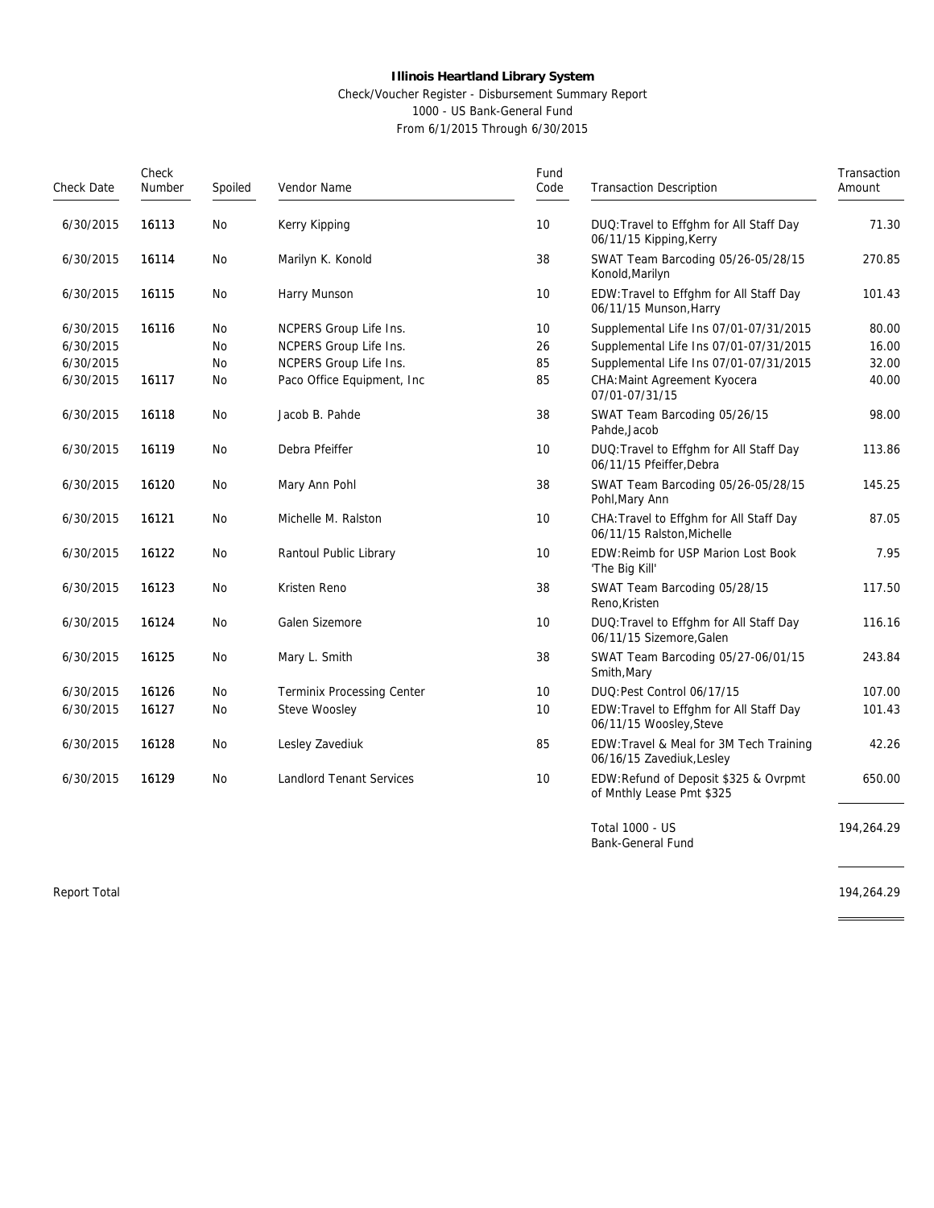**Illinois Heartland Library System**

Check/Voucher Register - Disbursement Summary Report

1000 - US Bank-General Fund

From 6/1/2015 Through 6/30/2015

| Check Date | Check Number | Spoiled | Vendor Name | Fund Code | Transaction Description | Transaction Amount |
|---|---|---|---|---|---|---|
| 6/30/2015 | 16113 | No | Kerry Kipping | 10 | DUQ:Travel to Effghm for All Staff Day 06/11/15 Kipping,Kerry | 71.30 |
| 6/30/2015 | 16114 | No | Marilyn K. Konold | 38 | SWAT Team Barcoding 05/26-05/28/15 Konold,Marilyn | 270.85 |
| 6/30/2015 | 16115 | No | Harry Munson | 10 | EDW:Travel to Effghm for All Staff Day 06/11/15 Munson,Harry | 101.43 |
| 6/30/2015 | 16116 | No | NCPERS Group Life Ins. | 10 | Supplemental Life Ins 07/01-07/31/2015 | 80.00 |
| 6/30/2015 | | No | NCPERS Group Life Ins. | 26 | Supplemental Life Ins 07/01-07/31/2015 | 16.00 |
| 6/30/2015 | | No | NCPERS Group Life Ins. | 85 | Supplemental Life Ins 07/01-07/31/2015 | 32.00 |
| 6/30/2015 | 16117 | No | Paco Office Equipment, Inc | 85 | CHA:Maint Agreement Kyocera 07/01-07/31/15 | 40.00 |
| 6/30/2015 | 16118 | No | Jacob B. Pahde | 38 | SWAT Team Barcoding 05/26/15 Pahde,Jacob | 98.00 |
| 6/30/2015 | 16119 | No | Debra Pfeiffer | 10 | DUQ:Travel to Effghm for All Staff Day 06/11/15 Pfeiffer,Debra | 113.86 |
| 6/30/2015 | 16120 | No | Mary Ann Pohl | 38 | SWAT Team Barcoding 05/26-05/28/15 Pohl,Mary Ann | 145.25 |
| 6/30/2015 | 16121 | No | Michelle M. Ralston | 10 | CHA:Travel to Effghm for All Staff Day 06/11/15 Ralston,Michelle | 87.05 |
| 6/30/2015 | 16122 | No | Rantoul Public Library | 10 | EDW:Reimb for USP Marion Lost Book 'The Big Kill' | 7.95 |
| 6/30/2015 | 16123 | No | Kristen Reno | 38 | SWAT Team Barcoding 05/28/15 Reno,Kristen | 117.50 |
| 6/30/2015 | 16124 | No | Galen Sizemore | 10 | DUQ:Travel to Effghm for All Staff Day 06/11/15 Sizemore,Galen | 116.16 |
| 6/30/2015 | 16125 | No | Mary L. Smith | 38 | SWAT Team Barcoding 05/27-06/01/15 Smith,Mary | 243.84 |
| 6/30/2015 | 16126 | No | Terminix Processing Center | 10 | DUQ:Pest Control 06/17/15 | 107.00 |
| 6/30/2015 | 16127 | No | Steve Woosley | 10 | EDW:Travel to Effghm for All Staff Day 06/11/15 Woosley,Steve | 101.43 |
| 6/30/2015 | 16128 | No | Lesley Zavediuk | 85 | EDW:Travel & Meal for 3M Tech Training 06/16/15 Zavediuk,Lesley | 42.26 |
| 6/30/2015 | 16129 | No | Landlord Tenant Services | 10 | EDW:Refund of Deposit $325 & Ovrpmt of Mnthly Lease Pmt $325 | 650.00 |
| | | | | | Total 1000 - US Bank-General Fund | 194,264.29 |
| Report Total | | | | | | 194,264.29 |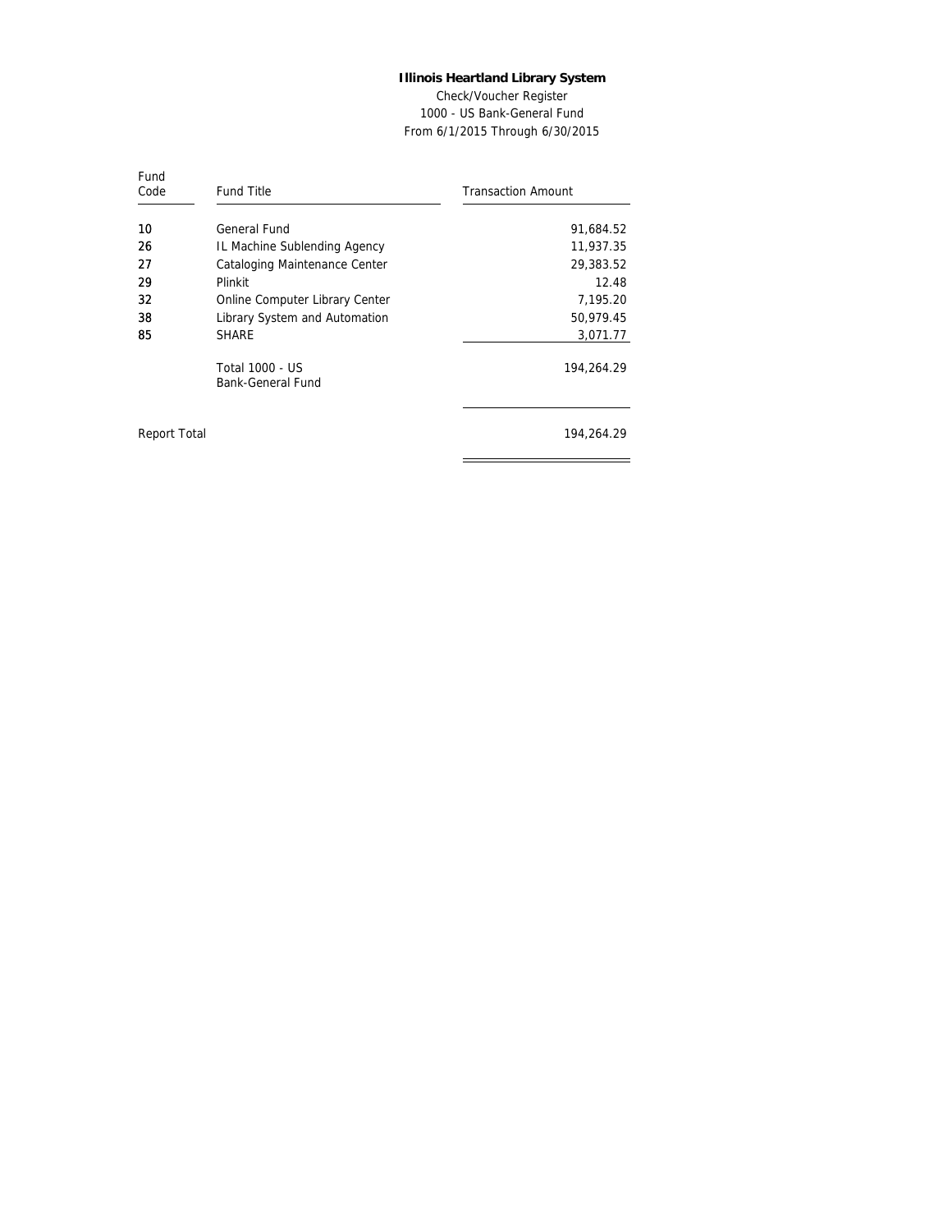**Illinois Heartland Library System**

Check/Voucher Register

1000 - US Bank-General Fund

From 6/1/2015 Through 6/30/2015

| Fund Code | Fund Title | Transaction Amount |
|---|---|---|
| 10 | General Fund | 91,684.52 |
| 26 | IL Machine Sublending Agency | 11,937.35 |
| 27 | Cataloging Maintenance Center | 29,383.52 |
| 29 | Plinkit | 12.48 |
| 32 | Online Computer Library Center | 7,195.20 |
| 38 | Library System and Automation | 50,979.45 |
| 85 | SHARE | 3,071.77 |
| | Total 1000 - US Bank-General Fund | 194,264.29 |
| Report Total | | 194,264.29 |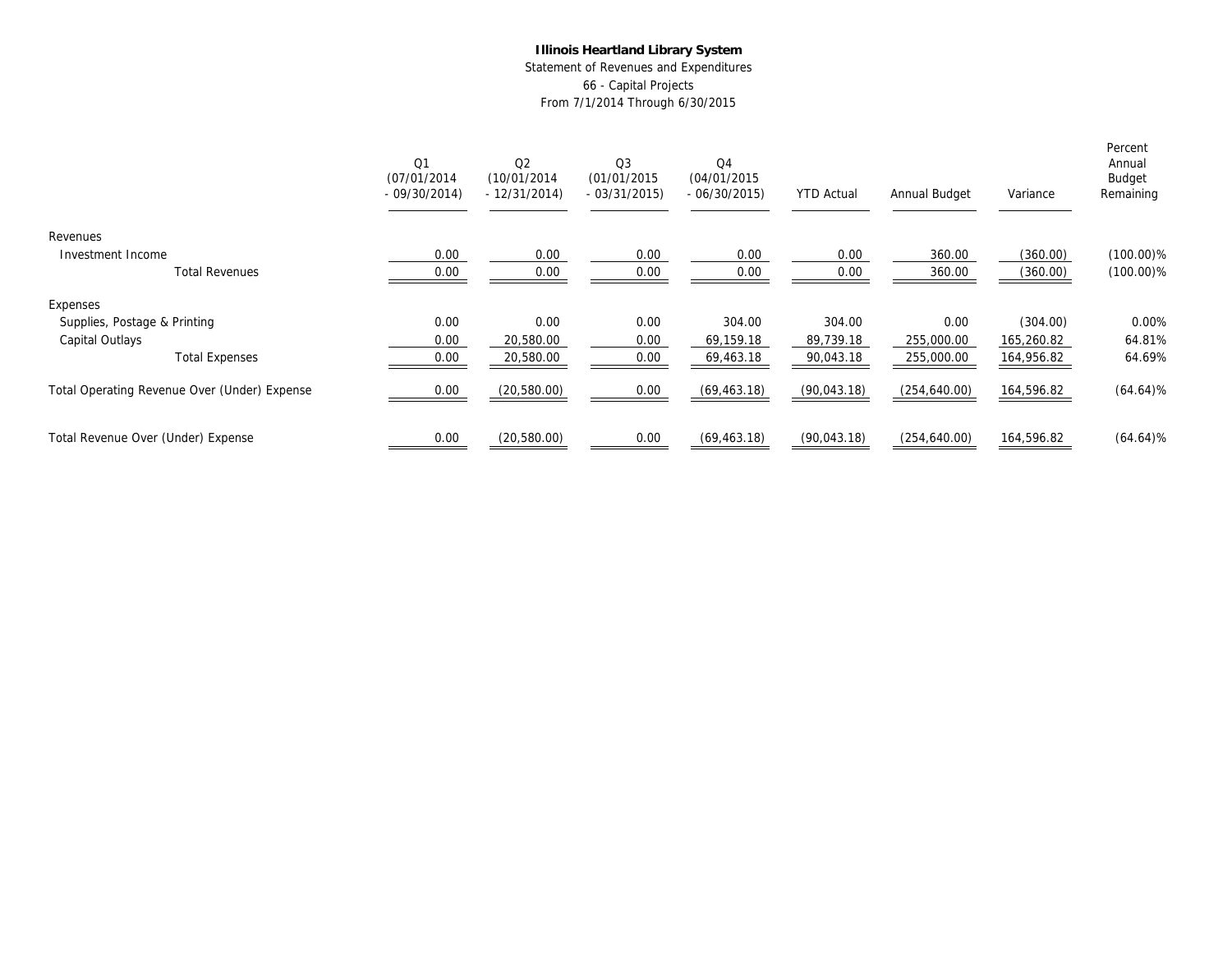**Illinois Heartland Library System**
Statement of Revenues and Expenditures
66 - Capital Projects
From 7/1/2014 Through 6/30/2015

| | Q1 (07/01/2014 - 09/30/2014) | Q2 (10/01/2014 - 12/31/2014) | Q3 (01/01/2015 - 03/31/2015) | Q4 (04/01/2015 - 06/30/2015) | YTD Actual | Annual Budget | Variance | Percent Annual Budget Remaining |
|---|---|---|---|---|---|---|---|---|
| Revenues | | | | | | | | |
| Investment Income | 0.00 | 0.00 | 0.00 | 0.00 | 0.00 | 360.00 | (360.00) | (100.00)% |
| Total Revenues | 0.00 | 0.00 | 0.00 | 0.00 | 0.00 | 360.00 | (360.00) | (100.00)% |
| Expenses | | | | | | | | |
| Supplies, Postage & Printing | 0.00 | 0.00 | 0.00 | 304.00 | 304.00 | 0.00 | (304.00) | 0.00% |
| Capital Outlays | 0.00 | 20,580.00 | 0.00 | 69,159.18 | 89,739.18 | 255,000.00 | 165,260.82 | 64.81% |
| Total Expenses | 0.00 | 20,580.00 | 0.00 | 69,463.18 | 90,043.18 | 255,000.00 | 164,956.82 | 64.69% |
| Total Operating Revenue Over (Under) Expense | 0.00 | (20,580.00) | 0.00 | (69,463.18) | (90,043.18) | (254,640.00) | 164,596.82 | (64.64)% |
| Total Revenue Over (Under) Expense | 0.00 | (20,580.00) | 0.00 | (69,463.18) | (90,043.18) | (254,640.00) | 164,596.82 | (64.64)% |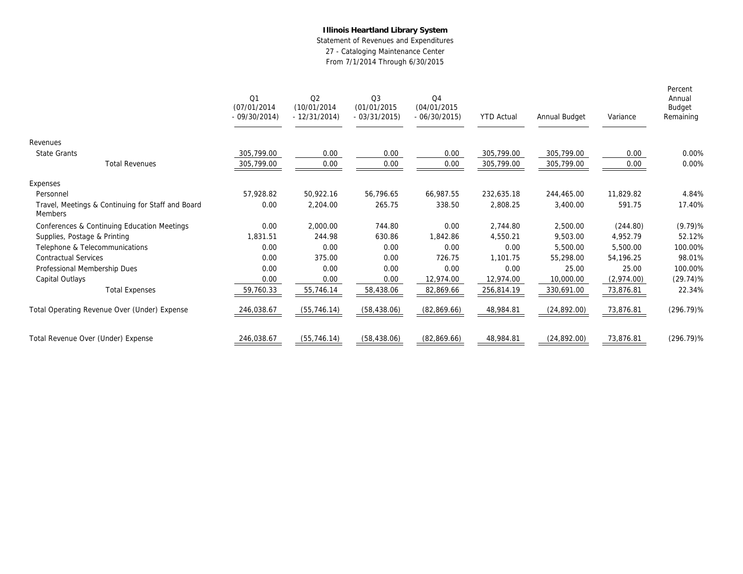**Illinois Heartland Library System**

Statement of Revenues and Expenditures

27 - Cataloging Maintenance Center

From 7/1/2014 Through 6/30/2015

| | Q1 (07/01/2014 - 09/30/2014) | Q2 (10/01/2014 - 12/31/2014) | Q3 (01/01/2015 - 03/31/2015) | Q4 (04/01/2015 - 06/30/2015) | YTD Actual | Annual Budget | Variance | Percent Annual Budget Remaining |
|---|---|---|---|---|---|---|---|---|
| Revenues | | | | | | | | |
| State Grants | 305,799.00 | 0.00 | 0.00 | 0.00 | 305,799.00 | 305,799.00 | 0.00 | 0.00% |
| Total Revenues | 305,799.00 | 0.00 | 0.00 | 0.00 | 305,799.00 | 305,799.00 | 0.00 | 0.00% |
| Expenses | | | | | | | | |
| Personnel | 57,928.82 | 50,922.16 | 56,796.65 | 66,987.55 | 232,635.18 | 244,465.00 | 11,829.82 | 4.84% |
| Travel, Meetings & Continuing for Staff and Board Members | 0.00 | 2,204.00 | 265.75 | 338.50 | 2,808.25 | 3,400.00 | 591.75 | 17.40% |
| Conferences & Continuing Education Meetings | 0.00 | 2,000.00 | 744.80 | 0.00 | 2,744.80 | 2,500.00 | (244.80) | (9.79)% |
| Supplies, Postage & Printing | 1,831.51 | 244.98 | 630.86 | 1,842.86 | 4,550.21 | 9,503.00 | 4,952.79 | 52.12% |
| Telephone & Telecommunications | 0.00 | 0.00 | 0.00 | 0.00 | 0.00 | 5,500.00 | 5,500.00 | 100.00% |
| Contractual Services | 0.00 | 375.00 | 0.00 | 726.75 | 1,101.75 | 55,298.00 | 54,196.25 | 98.01% |
| Professional Membership Dues | 0.00 | 0.00 | 0.00 | 0.00 | 0.00 | 25.00 | 25.00 | 100.00% |
| Capital Outlays | 0.00 | 0.00 | 0.00 | 12,974.00 | 12,974.00 | 10,000.00 | (2,974.00) | (29.74)% |
| Total Expenses | 59,760.33 | 55,746.14 | 58,438.06 | 82,869.66 | 256,814.19 | 330,691.00 | 73,876.81 | 22.34% |
| Total Operating Revenue Over (Under) Expense | 246,038.67 | (55,746.14) | (58,438.06) | (82,869.66) | 48,984.81 | (24,892.00) | 73,876.81 | (296.79)% |
| Total Revenue Over (Under) Expense | 246,038.67 | (55,746.14) | (58,438.06) | (82,869.66) | 48,984.81 | (24,892.00) | 73,876.81 | (296.79)% |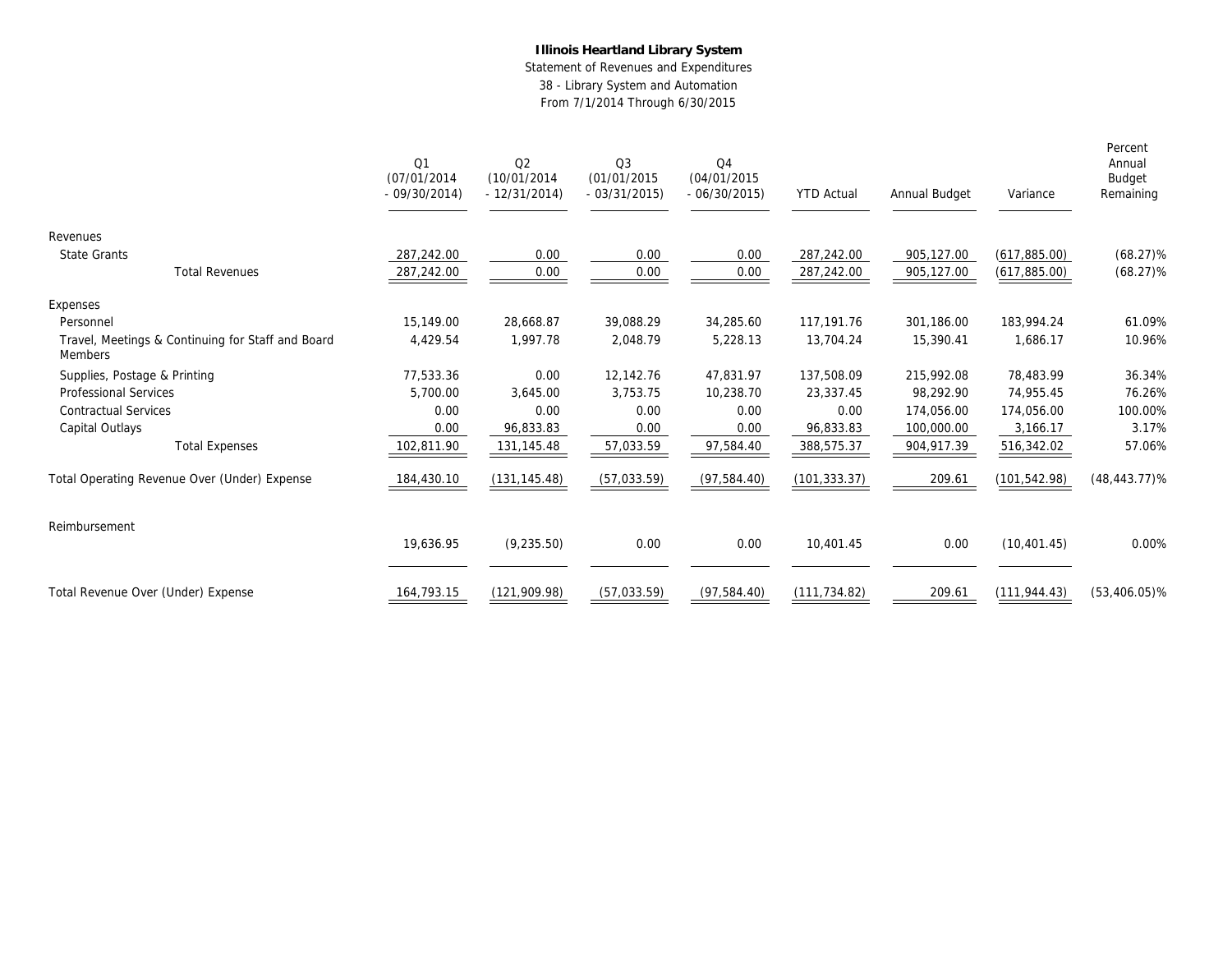**Illinois Heartland Library System**

Statement of Revenues and Expenditures

38 - Library System and Automation

From 7/1/2014 Through 6/30/2015

| | Q1 (07/01/2014 - 09/30/2014) | Q2 (10/01/2014 - 12/31/2014) | Q3 (01/01/2015 - 03/31/2015) | Q4 (04/01/2015 - 06/30/2015) | YTD Actual | Annual Budget | Variance | Percent Annual Budget Remaining |
|---|---|---|---|---|---|---|---|---|
| Revenues | | | | | | | | |
| State Grants | 287,242.00 | 0.00 | 0.00 | 0.00 | 287,242.00 | 905,127.00 | (617,885.00) | (68.27)% |
| Total Revenues | 287,242.00 | 0.00 | 0.00 | 0.00 | 287,242.00 | 905,127.00 | (617,885.00) | (68.27)% |
| Expenses | | | | | | | | |
| Personnel | 15,149.00 | 28,668.87 | 39,088.29 | 34,285.60 | 117,191.76 | 301,186.00 | 183,994.24 | 61.09% |
| Travel, Meetings & Continuing for Staff and Board Members | 4,429.54 | 1,997.78 | 2,048.79 | 5,228.13 | 13,704.24 | 15,390.41 | 1,686.17 | 10.96% |
| Supplies, Postage & Printing | 77,533.36 | 0.00 | 12,142.76 | 47,831.97 | 137,508.09 | 215,992.08 | 78,483.99 | 36.34% |
| Professional Services | 5,700.00 | 3,645.00 | 3,753.75 | 10,238.70 | 23,337.45 | 98,292.90 | 74,955.45 | 76.26% |
| Contractual Services | 0.00 | 0.00 | 0.00 | 0.00 | 0.00 | 174,056.00 | 174,056.00 | 100.00% |
| Capital Outlays | 0.00 | 96,833.83 | 0.00 | 0.00 | 96,833.83 | 100,000.00 | 3,166.17 | 3.17% |
| Total Expenses | 102,811.90 | 131,145.48 | 57,033.59 | 97,584.40 | 388,575.37 | 904,917.39 | 516,342.02 | 57.06% |
| Total Operating Revenue Over (Under) Expense | 184,430.10 | (131,145.48) | (57,033.59) | (97,584.40) | (101,333.37) | 209.61 | (101,542.98) | (48,443.77)% |
| Reimbursement | 19,636.95 | (9,235.50) | 0.00 | 0.00 | 10,401.45 | 0.00 | (10,401.45) | 0.00% |
| Total Revenue Over (Under) Expense | 164,793.15 | (121,909.98) | (57,033.59) | (97,584.40) | (111,734.82) | 209.61 | (111,944.43) | (53,406.05)% |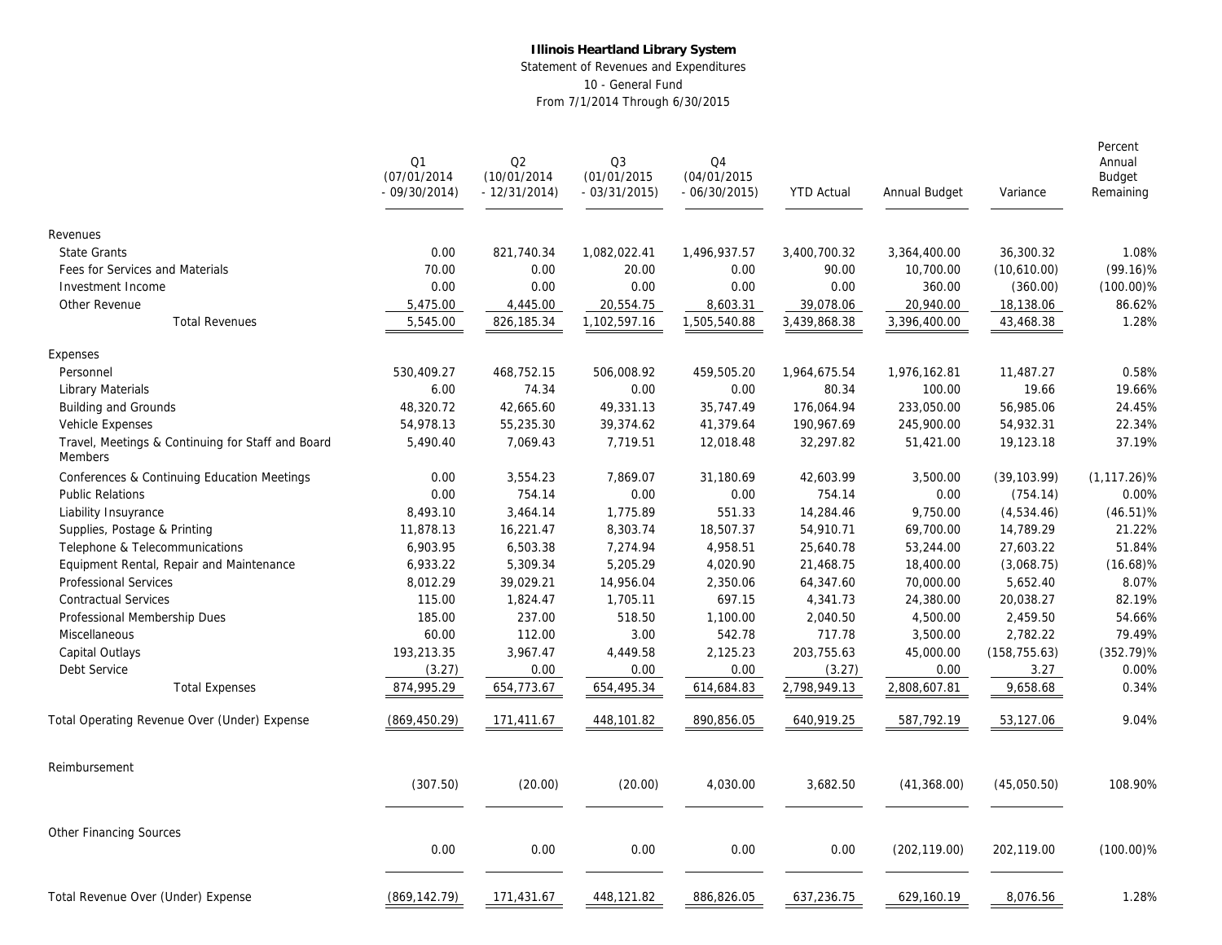**Illinois Heartland Library System**

Statement of Revenues and Expenditures

10 - General Fund

From 7/1/2014 Through 6/30/2015

| | Q1 (07/01/2014 - 09/30/2014) | Q2 (10/01/2014 - 12/31/2014) | Q3 (01/01/2015 - 03/31/2015) | Q4 (04/01/2015 - 06/30/2015) | YTD Actual | Annual Budget | Variance | Percent Annual Budget Remaining |
|---|---|---|---|---|---|---|---|---|
| Revenues | | | | | | | | |
| State Grants | 0.00 | 821,740.34 | 1,082,022.41 | 1,496,937.57 | 3,400,700.32 | 3,364,400.00 | 36,300.32 | 1.08% |
| Fees for Services and Materials | 70.00 | 0.00 | 20.00 | 0.00 | 90.00 | 10,700.00 | (10,610.00) | (99.16)% |
| Investment Income | 0.00 | 0.00 | 0.00 | 0.00 | 0.00 | 360.00 | (360.00) | (100.00)% |
| Other Revenue | 5,475.00 | 4,445.00 | 20,554.75 | 8,603.31 | 39,078.06 | 20,940.00 | 18,138.06 | 86.62% |
| Total Revenues | 5,545.00 | 826,185.34 | 1,102,597.16 | 1,505,540.88 | 3,439,868.38 | 3,396,400.00 | 43,468.38 | 1.28% |
| Expenses | | | | | | | | |
| Personnel | 530,409.27 | 468,752.15 | 506,008.92 | 459,505.20 | 1,964,675.54 | 1,976,162.81 | 11,487.27 | 0.58% |
| Library Materials | 6.00 | 74.34 | 0.00 | 0.00 | 80.34 | 100.00 | 19.66 | 19.66% |
| Building and Grounds | 48,320.72 | 42,665.60 | 49,331.13 | 35,747.49 | 176,064.94 | 233,050.00 | 56,985.06 | 24.45% |
| Vehicle Expenses | 54,978.13 | 55,235.30 | 39,374.62 | 41,379.64 | 190,967.69 | 245,900.00 | 54,932.31 | 22.34% |
| Travel, Meetings & Continuing for Staff and Board Members | 5,490.40 | 7,069.43 | 7,719.51 | 12,018.48 | 32,297.82 | 51,421.00 | 19,123.18 | 37.19% |
| Conferences & Continuing Education Meetings | 0.00 | 3,554.23 | 7,869.07 | 31,180.69 | 42,603.99 | 3,500.00 | (39,103.99) | (1,117.26)% |
| Public Relations | 0.00 | 754.14 | 0.00 | 0.00 | 754.14 | 0.00 | (754.14) | 0.00% |
| Liability Insuyrance | 8,493.10 | 3,464.14 | 1,775.89 | 551.33 | 14,284.46 | 9,750.00 | (4,534.46) | (46.51)% |
| Supplies, Postage & Printing | 11,878.13 | 16,221.47 | 8,303.74 | 18,507.37 | 54,910.71 | 69,700.00 | 14,789.29 | 21.22% |
| Telephone & Telecommunications | 6,903.95 | 6,503.38 | 7,274.94 | 4,958.51 | 25,640.78 | 53,244.00 | 27,603.22 | 51.84% |
| Equipment Rental, Repair and Maintenance | 6,933.22 | 5,309.34 | 5,205.29 | 4,020.90 | 21,468.75 | 18,400.00 | (3,068.75) | (16.68)% |
| Professional Services | 8,012.29 | 39,029.21 | 14,956.04 | 2,350.06 | 64,347.60 | 70,000.00 | 5,652.40 | 8.07% |
| Contractual Services | 115.00 | 1,824.47 | 1,705.11 | 697.15 | 4,341.73 | 24,380.00 | 20,038.27 | 82.19% |
| Professional Membership Dues | 185.00 | 237.00 | 518.50 | 1,100.00 | 2,040.50 | 4,500.00 | 2,459.50 | 54.66% |
| Miscellaneous | 60.00 | 112.00 | 3.00 | 542.78 | 717.78 | 3,500.00 | 2,782.22 | 79.49% |
| Capital Outlays | 193,213.35 | 3,967.47 | 4,449.58 | 2,125.23 | 203,755.63 | 45,000.00 | (158,755.63) | (352.79)% |
| Debt Service | (3.27) | 0.00 | 0.00 | 0.00 | (3.27) | 0.00 | 3.27 | 0.00% |
| Total Expenses | 874,995.29 | 654,773.67 | 654,495.34 | 614,684.83 | 2,798,949.13 | 2,808,607.81 | 9,658.68 | 0.34% |
| Total Operating Revenue Over (Under) Expense | (869,450.29) | 171,411.67 | 448,101.82 | 890,856.05 | 640,919.25 | 587,792.19 | 53,127.06 | 9.04% |
| Reimbursement | (307.50) | (20.00) | (20.00) | 4,030.00 | 3,682.50 | (41,368.00) | (45,050.50) | 108.90% |
| Other Financing Sources | 0.00 | 0.00 | 0.00 | 0.00 | 0.00 | (202,119.00) | 202,119.00 | (100.00)% |
| Total Revenue Over (Under) Expense | (869,142.79) | 171,431.67 | 448,121.82 | 886,826.05 | 637,236.75 | 629,160.19 | 8,076.56 | 1.28% |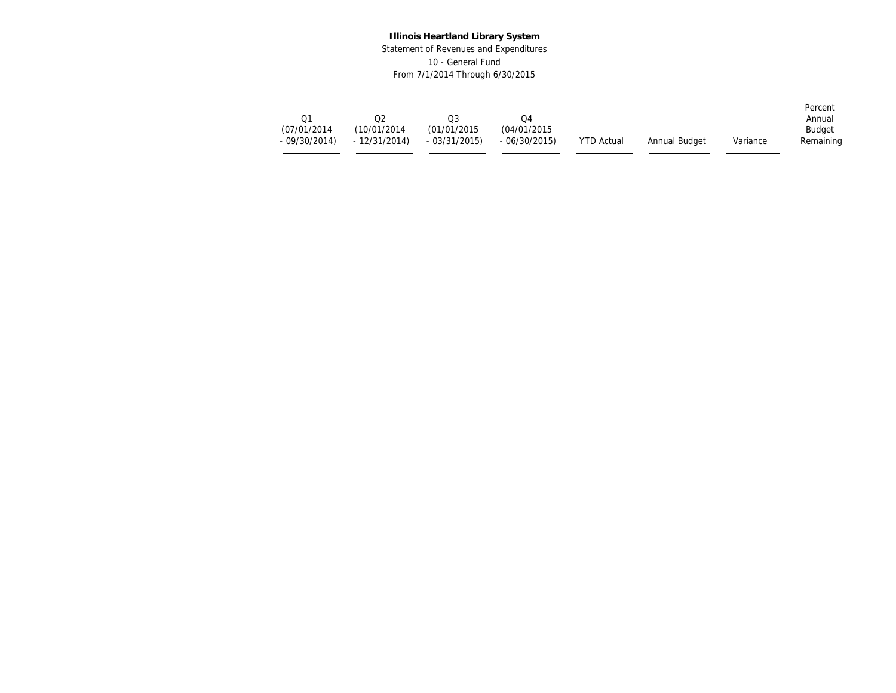**Illinois Heartland Library System**

Statement of Revenues and Expenditures

10 - General Fund

From 7/1/2014 Through 6/30/2015

| Q1 (07/01/2014 - 09/30/2014) | Q2 (10/01/2014 - 12/31/2014) | Q3 (01/01/2015 - 03/31/2015) | Q4 (04/01/2015 - 06/30/2015) | YTD Actual | Annual Budget | Variance | Percent Annual Budget Remaining |
|---|---|---|---|---|---|---|---|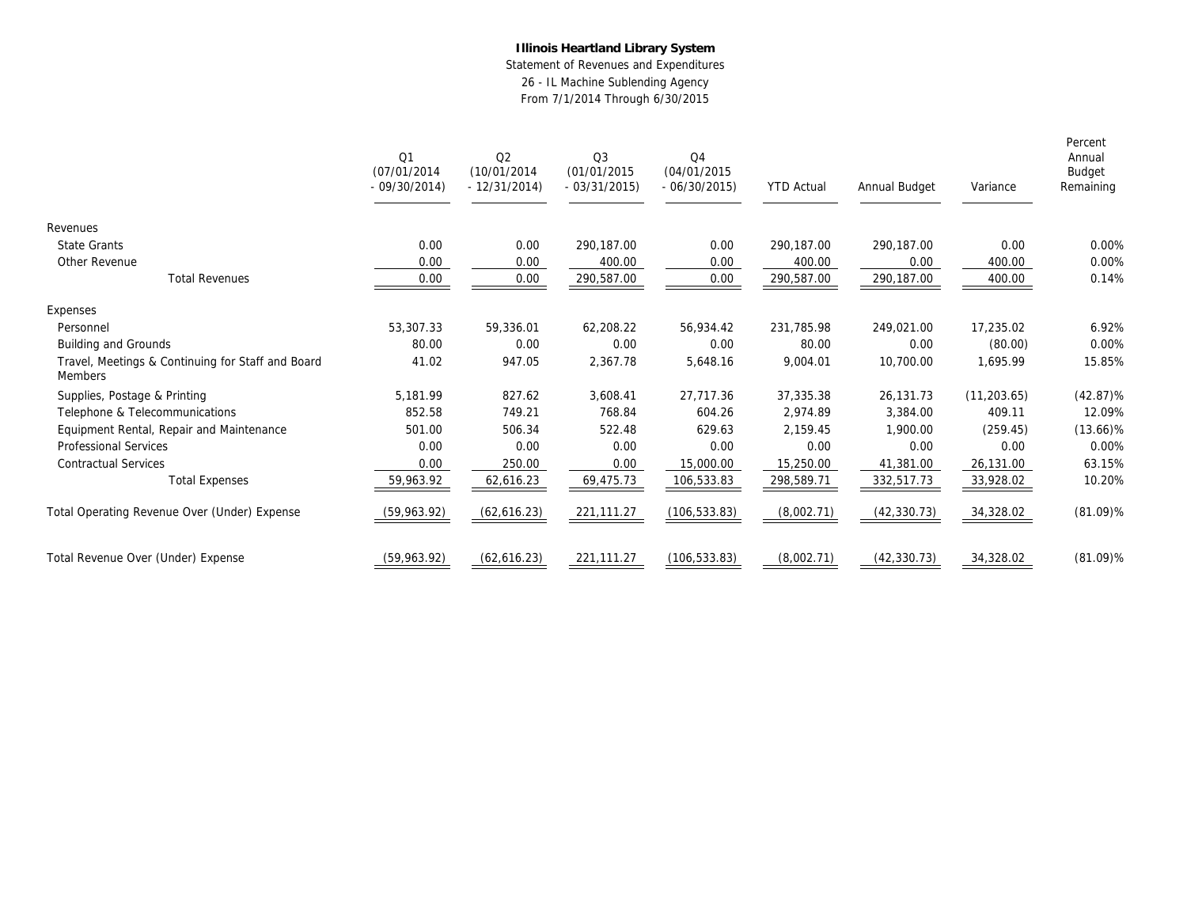**Illinois Heartland Library System**

Statement of Revenues and Expenditures

26 - IL Machine Sublending Agency

From 7/1/2014 Through 6/30/2015

| | Q1 (07/01/2014 - 09/30/2014) | Q2 (10/01/2014 - 12/31/2014) | Q3 (01/01/2015 - 03/31/2015) | Q4 (04/01/2015 - 06/30/2015) | YTD Actual | Annual Budget | Variance | Percent Annual Budget Remaining |
|---|---|---|---|---|---|---|---|---|
| Revenues | | | | | | | | |
| State Grants | 0.00 | 0.00 | 290,187.00 | 0.00 | 290,187.00 | 290,187.00 | 0.00 | 0.00% |
| Other Revenue | 0.00 | 0.00 | 400.00 | 0.00 | 400.00 | 0.00 | 400.00 | 0.00% |
| Total Revenues | 0.00 | 0.00 | 290,587.00 | 0.00 | 290,587.00 | 290,187.00 | 400.00 | 0.14% |
| Expenses | | | | | | | | |
| Personnel | 53,307.33 | 59,336.01 | 62,208.22 | 56,934.42 | 231,785.98 | 249,021.00 | 17,235.02 | 6.92% |
| Building and Grounds | 80.00 | 0.00 | 0.00 | 0.00 | 80.00 | 0.00 | (80.00) | 0.00% |
| Travel, Meetings & Continuing for Staff and Board Members | 41.02 | 947.05 | 2,367.78 | 5,648.16 | 9,004.01 | 10,700.00 | 1,695.99 | 15.85% |
| Supplies, Postage & Printing | 5,181.99 | 827.62 | 3,608.41 | 27,717.36 | 37,335.38 | 26,131.73 | (11,203.65) | (42.87)% |
| Telephone & Telecommunications | 852.58 | 749.21 | 768.84 | 604.26 | 2,974.89 | 3,384.00 | 409.11 | 12.09% |
| Equipment Rental, Repair and Maintenance | 501.00 | 506.34 | 522.48 | 629.63 | 2,159.45 | 1,900.00 | (259.45) | (13.66)% |
| Professional Services | 0.00 | 0.00 | 0.00 | 0.00 | 0.00 | 0.00 | 0.00 | 0.00% |
| Contractual Services | 0.00 | 250.00 | 0.00 | 15,000.00 | 15,250.00 | 41,381.00 | 26,131.00 | 63.15% |
| Total Expenses | 59,963.92 | 62,616.23 | 69,475.73 | 106,533.83 | 298,589.71 | 332,517.73 | 33,928.02 | 10.20% |
| Total Operating Revenue Over (Under) Expense | (59,963.92) | (62,616.23) | 221,111.27 | (106,533.83) | (8,002.71) | (42,330.73) | 34,328.02 | (81.09)% |
| Total Revenue Over (Under) Expense | (59,963.92) | (62,616.23) | 221,111.27 | (106,533.83) | (8,002.71) | (42,330.73) | 34,328.02 | (81.09)% |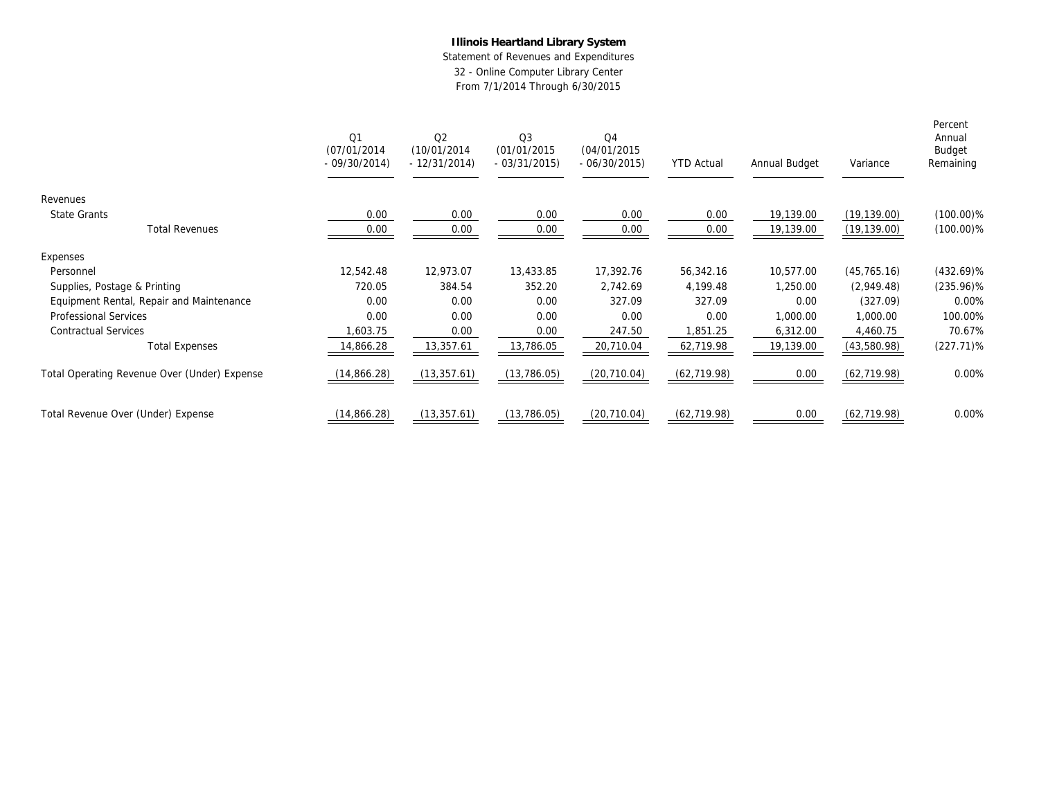**Illinois Heartland Library System**

Statement of Revenues and Expenditures

32 - Online Computer Library Center

From 7/1/2014 Through 6/30/2015

| | Q1 (07/01/2014 - 09/30/2014) | Q2 (10/01/2014 - 12/31/2014) | Q3 (01/01/2015 - 03/31/2015) | Q4 (04/01/2015 - 06/30/2015) | YTD Actual | Annual Budget | Variance | Percent Annual Budget Remaining |
|---|---|---|---|---|---|---|---|---|
| Revenues | | | | | | | | |
| State Grants | 0.00 | 0.00 | 0.00 | 0.00 | 0.00 | 19,139.00 | (19,139.00) | (100.00)% |
| Total Revenues | 0.00 | 0.00 | 0.00 | 0.00 | 0.00 | 19,139.00 | (19,139.00) | (100.00)% |
| Expenses | | | | | | | | |
| Personnel | 12,542.48 | 12,973.07 | 13,433.85 | 17,392.76 | 56,342.16 | 10,577.00 | (45,765.16) | (432.69)% |
| Supplies, Postage & Printing | 720.05 | 384.54 | 352.20 | 2,742.69 | 4,199.48 | 1,250.00 | (2,949.48) | (235.96)% |
| Equipment Rental, Repair and Maintenance | 0.00 | 0.00 | 0.00 | 327.09 | 327.09 | 0.00 | (327.09) | 0.00% |
| Professional Services | 0.00 | 0.00 | 0.00 | 0.00 | 0.00 | 1,000.00 | 1,000.00 | 100.00% |
| Contractual Services | 1,603.75 | 0.00 | 0.00 | 247.50 | 1,851.25 | 6,312.00 | 4,460.75 | 70.67% |
| Total Expenses | 14,866.28 | 13,357.61 | 13,786.05 | 20,710.04 | 62,719.98 | 19,139.00 | (43,580.98) | (227.71)% |
| Total Operating Revenue Over (Under) Expense | (14,866.28) | (13,357.61) | (13,786.05) | (20,710.04) | (62,719.98) | 0.00 | (62,719.98) | 0.00% |
| Total Revenue Over (Under) Expense | (14,866.28) | (13,357.61) | (13,786.05) | (20,710.04) | (62,719.98) | 0.00 | (62,719.98) | 0.00% |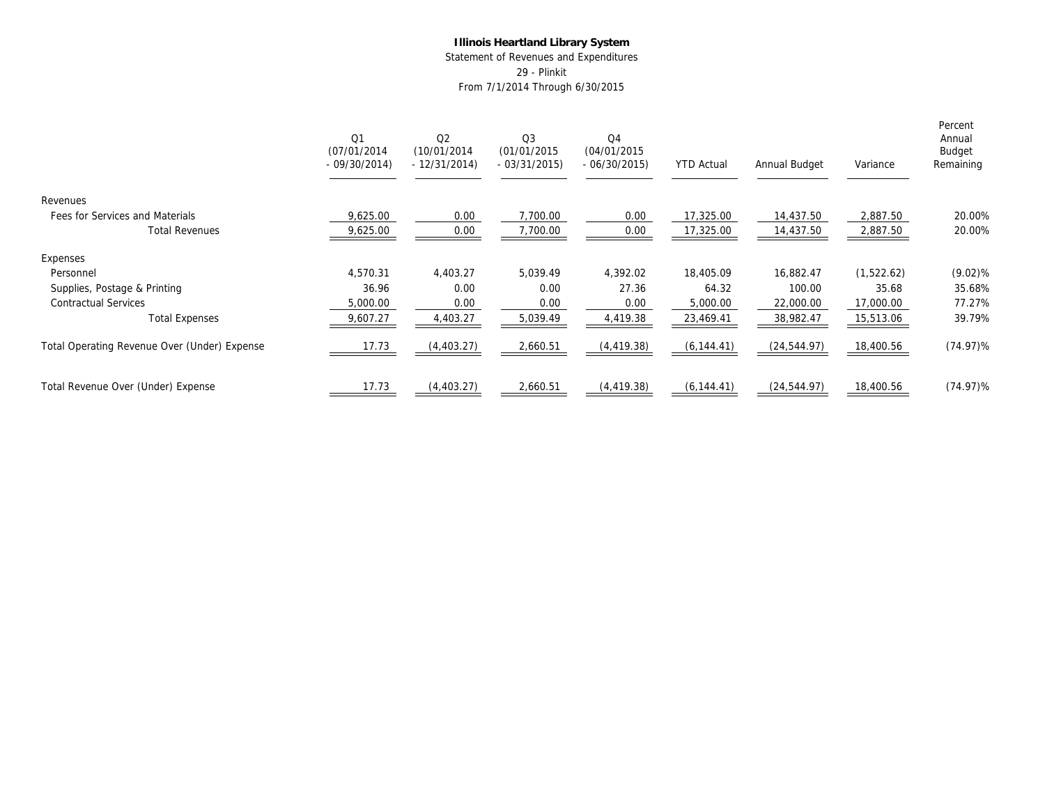**Illinois Heartland Library System**

Statement of Revenues and Expenditures

29 - Plinkit

From 7/1/2014 Through 6/30/2015

| | Q1 (07/01/2014 - 09/30/2014) | Q2 (10/01/2014 - 12/31/2014) | Q3 (01/01/2015 - 03/31/2015) | Q4 (04/01/2015 - 06/30/2015) | YTD Actual | Annual Budget | Variance | Percent Annual Budget Remaining |
|---|---|---|---|---|---|---|---|---|
| Revenues | | | | | | | | |
| Fees for Services and Materials | 9,625.00 | 0.00 | 7,700.00 | 0.00 | 17,325.00 | 14,437.50 | 2,887.50 | 20.00% |
| Total Revenues | 9,625.00 | 0.00 | 7,700.00 | 0.00 | 17,325.00 | 14,437.50 | 2,887.50 | 20.00% |
| Expenses | | | | | | | | |
| Personnel | 4,570.31 | 4,403.27 | 5,039.49 | 4,392.02 | 18,405.09 | 16,882.47 | (1,522.62) | (9.02)% |
| Supplies, Postage & Printing | 36.96 | 0.00 | 0.00 | 27.36 | 64.32 | 100.00 | 35.68 | 35.68% |
| Contractual Services | 5,000.00 | 0.00 | 0.00 | 0.00 | 5,000.00 | 22,000.00 | 17,000.00 | 77.27% |
| Total Expenses | 9,607.27 | 4,403.27 | 5,039.49 | 4,419.38 | 23,469.41 | 38,982.47 | 15,513.06 | 39.79% |
| Total Operating Revenue Over (Under) Expense | 17.73 | (4,403.27) | 2,660.51 | (4,419.38) | (6,144.41) | (24,544.97) | 18,400.56 | (74.97)% |
| Total Revenue Over (Under) Expense | 17.73 | (4,403.27) | 2,660.51 | (4,419.38) | (6,144.41) | (24,544.97) | 18,400.56 | (74.97)% |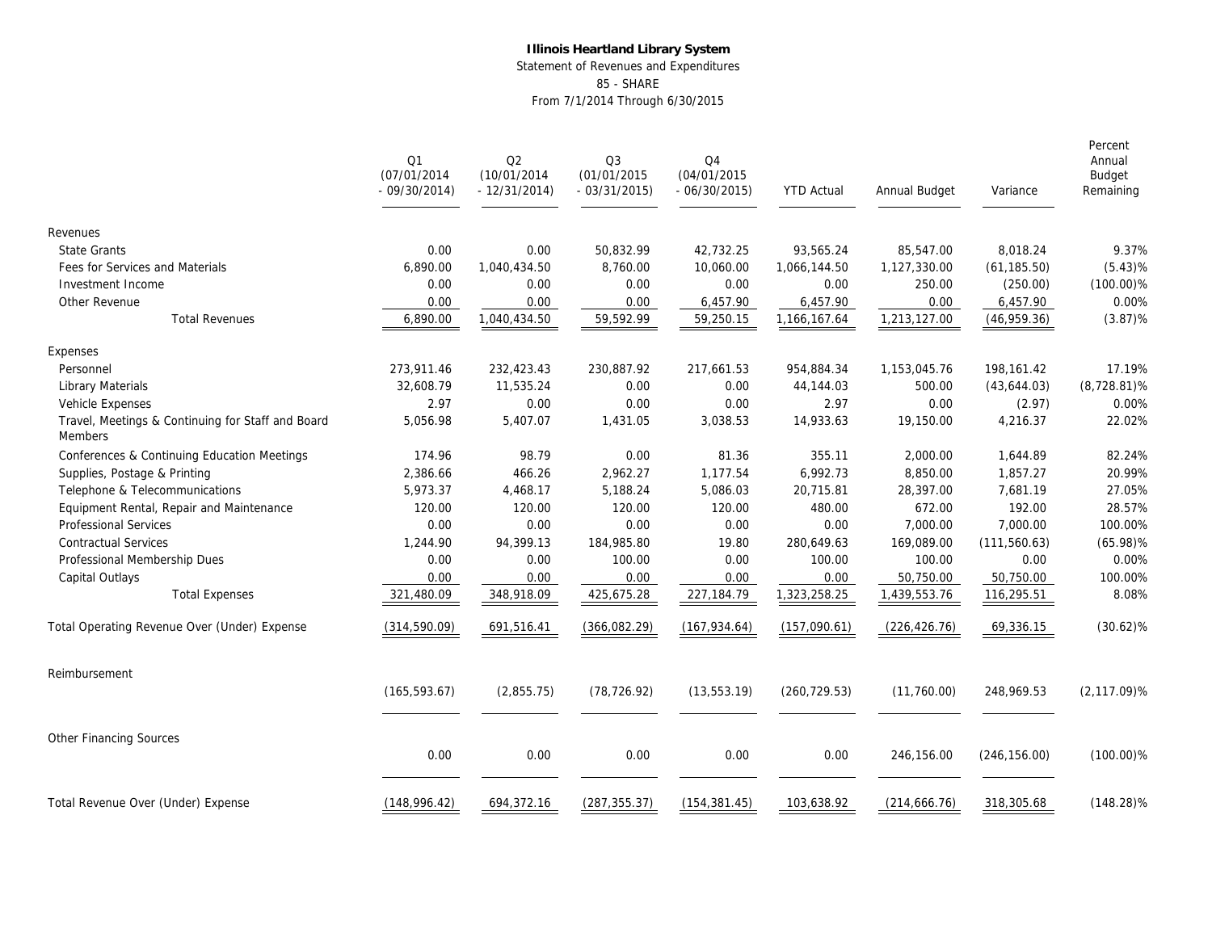**Illinois Heartland Library System**

Statement of Revenues and Expenditures

85 - SHARE

From 7/1/2014 Through 6/30/2015

| | Q1 (07/01/2014 - 09/30/2014) | Q2 (10/01/2014 - 12/31/2014) | Q3 (01/01/2015 - 03/31/2015) | Q4 (04/01/2015 - 06/30/2015) | YTD Actual | Annual Budget | Variance | Percent Annual Budget Remaining |
|---|---|---|---|---|---|---|---|---|
| Revenues | | | | | | | | |
| State Grants | 0.00 | 0.00 | 50,832.99 | 42,732.25 | 93,565.24 | 85,547.00 | 8,018.24 | 9.37% |
| Fees for Services and Materials | 6,890.00 | 1,040,434.50 | 8,760.00 | 10,060.00 | 1,066,144.50 | 1,127,330.00 | (61,185.50) | (5.43)% |
| Investment Income | 0.00 | 0.00 | 0.00 | 0.00 | 0.00 | 250.00 | (250.00) | (100.00)% |
| Other Revenue | 0.00 | 0.00 | 0.00 | 6,457.90 | 6,457.90 | 0.00 | 6,457.90 | 0.00% |
| Total Revenues | 6,890.00 | 1,040,434.50 | 59,592.99 | 59,250.15 | 1,166,167.64 | 1,213,127.00 | (46,959.36) | (3.87)% |
| Expenses | | | | | | | | |
| Personnel | 273,911.46 | 232,423.43 | 230,887.92 | 217,661.53 | 954,884.34 | 1,153,045.76 | 198,161.42 | 17.19% |
| Library Materials | 32,608.79 | 11,535.24 | 0.00 | 0.00 | 44,144.03 | 500.00 | (43,644.03) | (8,728.81)% |
| Vehicle Expenses | 2.97 | 0.00 | 0.00 | 0.00 | 2.97 | 0.00 | (2.97) | 0.00% |
| Travel, Meetings & Continuing for Staff and Board Members | 5,056.98 | 5,407.07 | 1,431.05 | 3,038.53 | 14,933.63 | 19,150.00 | 4,216.37 | 22.02% |
| Conferences & Continuing Education Meetings | 174.96 | 98.79 | 0.00 | 81.36 | 355.11 | 2,000.00 | 1,644.89 | 82.24% |
| Supplies, Postage & Printing | 2,386.66 | 466.26 | 2,962.27 | 1,177.54 | 6,992.73 | 8,850.00 | 1,857.27 | 20.99% |
| Telephone & Telecommunications | 5,973.37 | 4,468.17 | 5,188.24 | 5,086.03 | 20,715.81 | 28,397.00 | 7,681.19 | 27.05% |
| Equipment Rental, Repair and Maintenance | 120.00 | 120.00 | 120.00 | 120.00 | 480.00 | 672.00 | 192.00 | 28.57% |
| Professional Services | 0.00 | 0.00 | 0.00 | 0.00 | 0.00 | 7,000.00 | 7,000.00 | 100.00% |
| Contractual Services | 1,244.90 | 94,399.13 | 184,985.80 | 19.80 | 280,649.63 | 169,089.00 | (111,560.63) | (65.98)% |
| Professional Membership Dues | 0.00 | 0.00 | 100.00 | 0.00 | 100.00 | 100.00 | 0.00 | 0.00% |
| Capital Outlays | 0.00 | 0.00 | 0.00 | 0.00 | 0.00 | 50,750.00 | 50,750.00 | 100.00% |
| Total Expenses | 321,480.09 | 348,918.09 | 425,675.28 | 227,184.79 | 1,323,258.25 | 1,439,553.76 | 116,295.51 | 8.08% |
| Total Operating Revenue Over (Under) Expense | (314,590.09) | 691,516.41 | (366,082.29) | (167,934.64) | (157,090.61) | (226,426.76) | 69,336.15 | (30.62)% |
| Reimbursement | (165,593.67) | (2,855.75) | (78,726.92) | (13,553.19) | (260,729.53) | (11,760.00) | 248,969.53 | (2,117.09)% |
| Other Financing Sources | 0.00 | 0.00 | 0.00 | 0.00 | 0.00 | 246,156.00 | (246,156.00) | (100.00)% |
| Total Revenue Over (Under) Expense | (148,996.42) | 694,372.16 | (287,355.37) | (154,381.45) | 103,638.92 | (214,666.76) | 318,305.68 | (148.28)% |